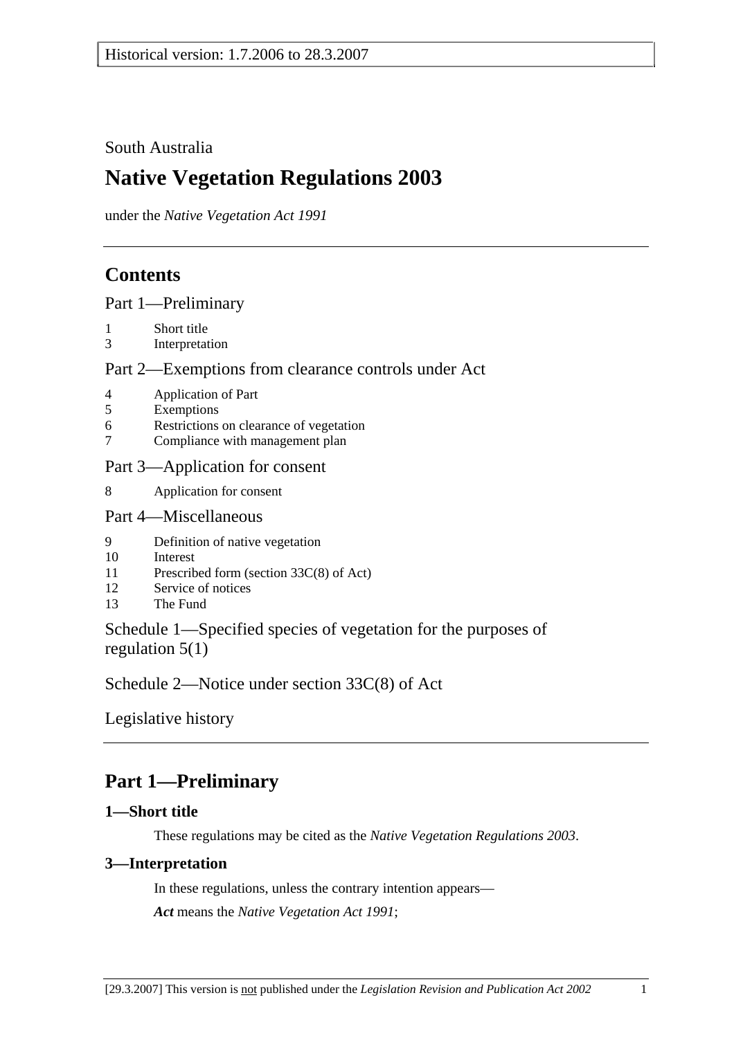Historical version: 1.7.2006 to 28.3.2007

South Australia

# Native Vegetation Regulations 2003

under the *Native Vegetation Act 1991*

## Contents

Part 1—Preliminary

1 Short title
3 Interpretation

Part 2—Exemptions from clearance controls under Act

4 Application of Part
5 Exemptions
6 Restrictions on clearance of vegetation
7 Compliance with management plan

Part 3—Application for consent

8 Application for consent

Part 4—Miscellaneous

9 Definition of native vegetation
10 Interest
11 Prescribed form (section 33C(8) of Act)
12 Service of notices
13 The Fund

Schedule 1—Specified species of vegetation for the purposes of regulation 5(1)

Schedule 2—Notice under section 33C(8) of Act

Legislative history

## Part 1—Preliminary

### 1—Short title

These regulations may be cited as the *Native Vegetation Regulations 2003*.

### 3—Interpretation

In these regulations, unless the contrary intention appears—

***Act*** means the *Native Vegetation Act 1991*;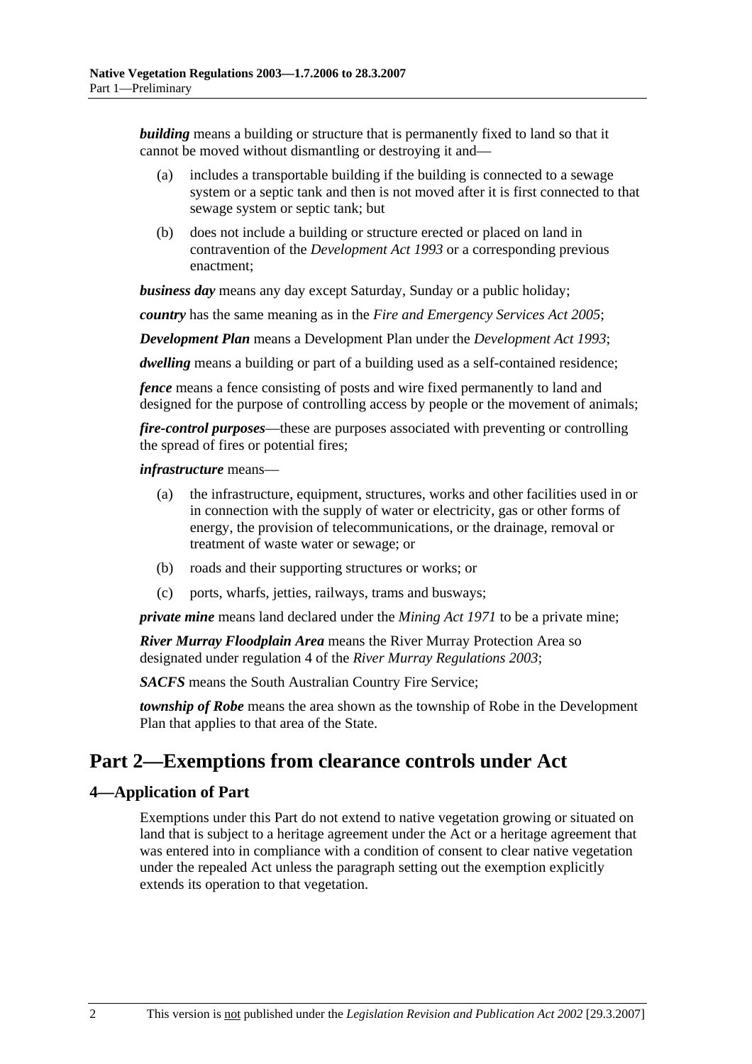***building*** means a building or structure that is permanently fixed to land so that it cannot be moved without dismantling or destroying it and—

(a) includes a transportable building if the building is connected to a sewage system or a septic tank and then is not moved after it is first connected to that sewage system or septic tank; but

(b) does not include a building or structure erected or placed on land in contravention of the *Development Act 1993* or a corresponding previous enactment;

***business day*** means any day except Saturday, Sunday or a public holiday;

***country*** has the same meaning as in the *Fire and Emergency Services Act 2005*;

***Development Plan*** means a Development Plan under the *Development Act 1993*;

***dwelling*** means a building or part of a building used as a self-contained residence;

***fence*** means a fence consisting of posts and wire fixed permanently to land and designed for the purpose of controlling access by people or the movement of animals;

***fire-control purposes***—these are purposes associated with preventing or controlling the spread of fires or potential fires;

***infrastructure*** means—

(a) the infrastructure, equipment, structures, works and other facilities used in or in connection with the supply of water or electricity, gas or other forms of energy, the provision of telecommunications, or the drainage, removal or treatment of waste water or sewage; or

(b) roads and their supporting structures or works; or

(c) ports, wharfs, jetties, railways, trams and busways;

***private mine*** means land declared under the *Mining Act 1971* to be a private mine;

***River Murray Floodplain Area*** means the River Murray Protection Area so designated under regulation 4 of the *River Murray Regulations 2003*;

***SACFS*** means the South Australian Country Fire Service;

***township of Robe*** means the area shown as the township of Robe in the Development Plan that applies to that area of the State.

# Part 2—Exemptions from clearance controls under Act

## 4—Application of Part

Exemptions under this Part do not extend to native vegetation growing or situated on land that is subject to a heritage agreement under the Act or a heritage agreement that was entered into in compliance with a condition of consent to clear native vegetation under the repealed Act unless the paragraph setting out the exemption explicitly extends its operation to that vegetation.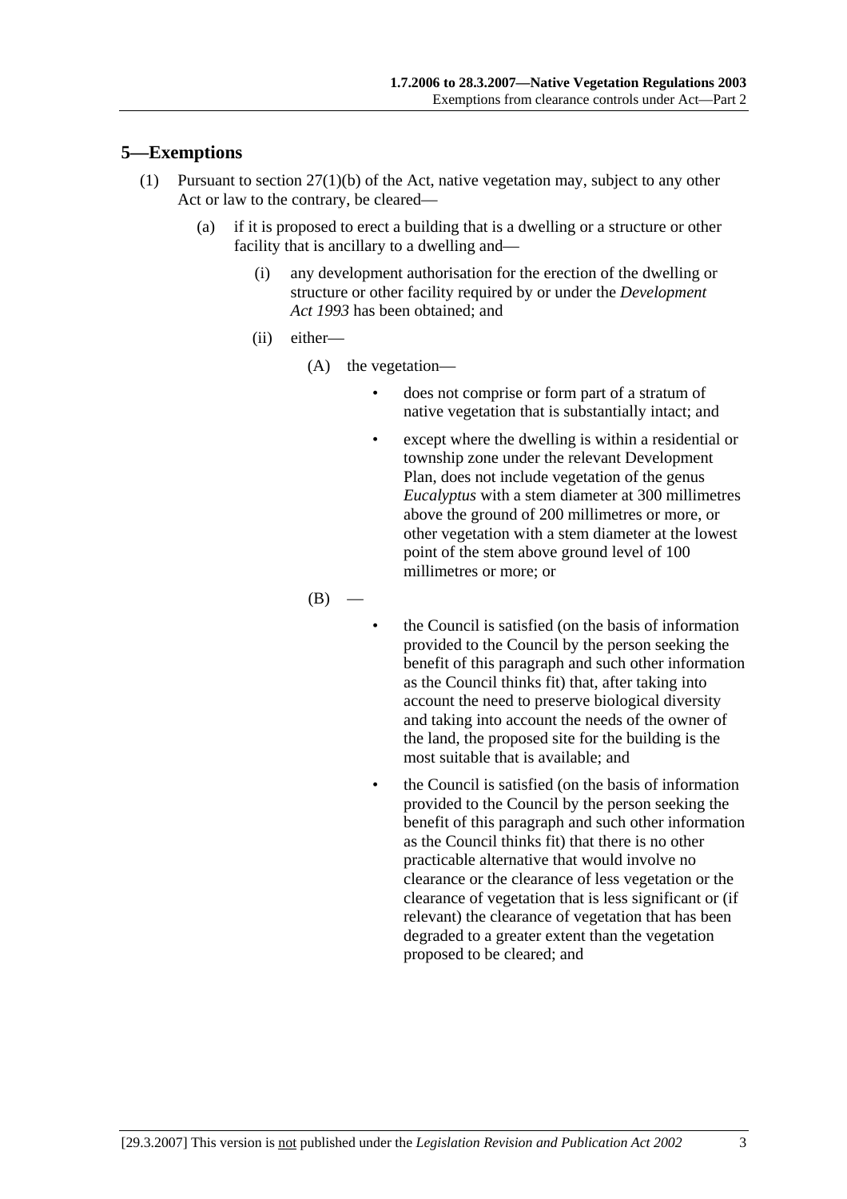## 5—Exemptions

(1) Pursuant to section 27(1)(b) of the Act, native vegetation may, subject to any other Act or law to the contrary, be cleared—

(a) if it is proposed to erect a building that is a dwelling or a structure or other facility that is ancillary to a dwelling and—

(i) any development authorisation for the erection of the dwelling or structure or other facility required by or under the *Development Act 1993* has been obtained; and

(ii) either—

(A) the vegetation—

- does not comprise or form part of a stratum of native vegetation that is substantially intact; and
- except where the dwelling is within a residential or township zone under the relevant Development Plan, does not include vegetation of the genus *Eucalyptus* with a stem diameter at 300 millimetres above the ground of 200 millimetres or more, or other vegetation with a stem diameter at the lowest point of the stem above ground level of 100 millimetres or more; or

(B) —

- the Council is satisfied (on the basis of information provided to the Council by the person seeking the benefit of this paragraph and such other information as the Council thinks fit) that, after taking into account the need to preserve biological diversity and taking into account the needs of the owner of the land, the proposed site for the building is the most suitable that is available; and
- the Council is satisfied (on the basis of information provided to the Council by the person seeking the benefit of this paragraph and such other information as the Council thinks fit) that there is no other practicable alternative that would involve no clearance or the clearance of less vegetation or the clearance of vegetation that is less significant or (if relevant) the clearance of vegetation that has been degraded to a greater extent than the vegetation proposed to be cleared; and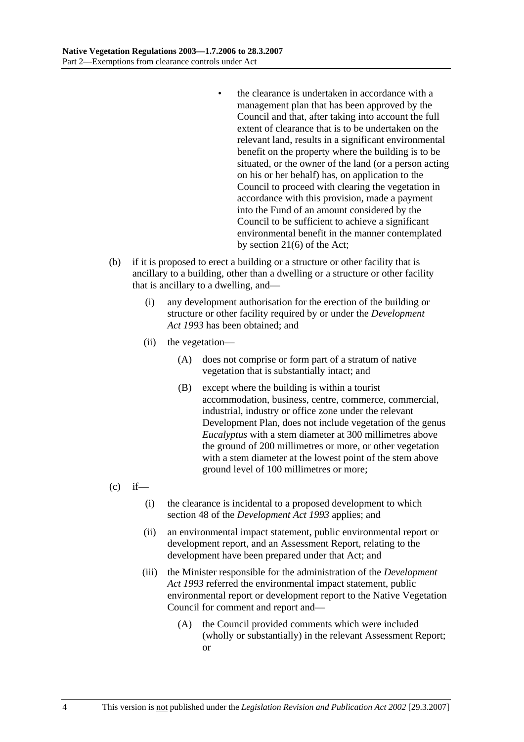- the clearance is undertaken in accordance with a management plan that has been approved by the Council and that, after taking into account the full extent of clearance that is to be undertaken on the relevant land, results in a significant environmental benefit on the property where the building is to be situated, or the owner of the land (or a person acting on his or her behalf) has, on application to the Council to proceed with clearing the vegetation in accordance with this provision, made a payment into the Fund of an amount considered by the Council to be sufficient to achieve a significant environmental benefit in the manner contemplated by section 21(6) of the Act;

(b) if it is proposed to erect a building or a structure or other facility that is ancillary to a building, other than a dwelling or a structure or other facility that is ancillary to a dwelling, and—

(i) any development authorisation for the erection of the building or structure or other facility required by or under the *Development Act 1993* has been obtained; and

(ii) the vegetation—

(A) does not comprise or form part of a stratum of native vegetation that is substantially intact; and

(B) except where the building is within a tourist accommodation, business, centre, commerce, commercial, industrial, industry or office zone under the relevant Development Plan, does not include vegetation of the genus *Eucalyptus* with a stem diameter at 300 millimetres above the ground of 200 millimetres or more, or other vegetation with a stem diameter at the lowest point of the stem above ground level of 100 millimetres or more;

(c) if—

(i) the clearance is incidental to a proposed development to which section 48 of the *Development Act 1993* applies; and

(ii) an environmental impact statement, public environmental report or development report, and an Assessment Report, relating to the development have been prepared under that Act; and

(iii) the Minister responsible for the administration of the *Development Act 1993* referred the environmental impact statement, public environmental report or development report to the Native Vegetation Council for comment and report and—

(A) the Council provided comments which were included (wholly or substantially) in the relevant Assessment Report; or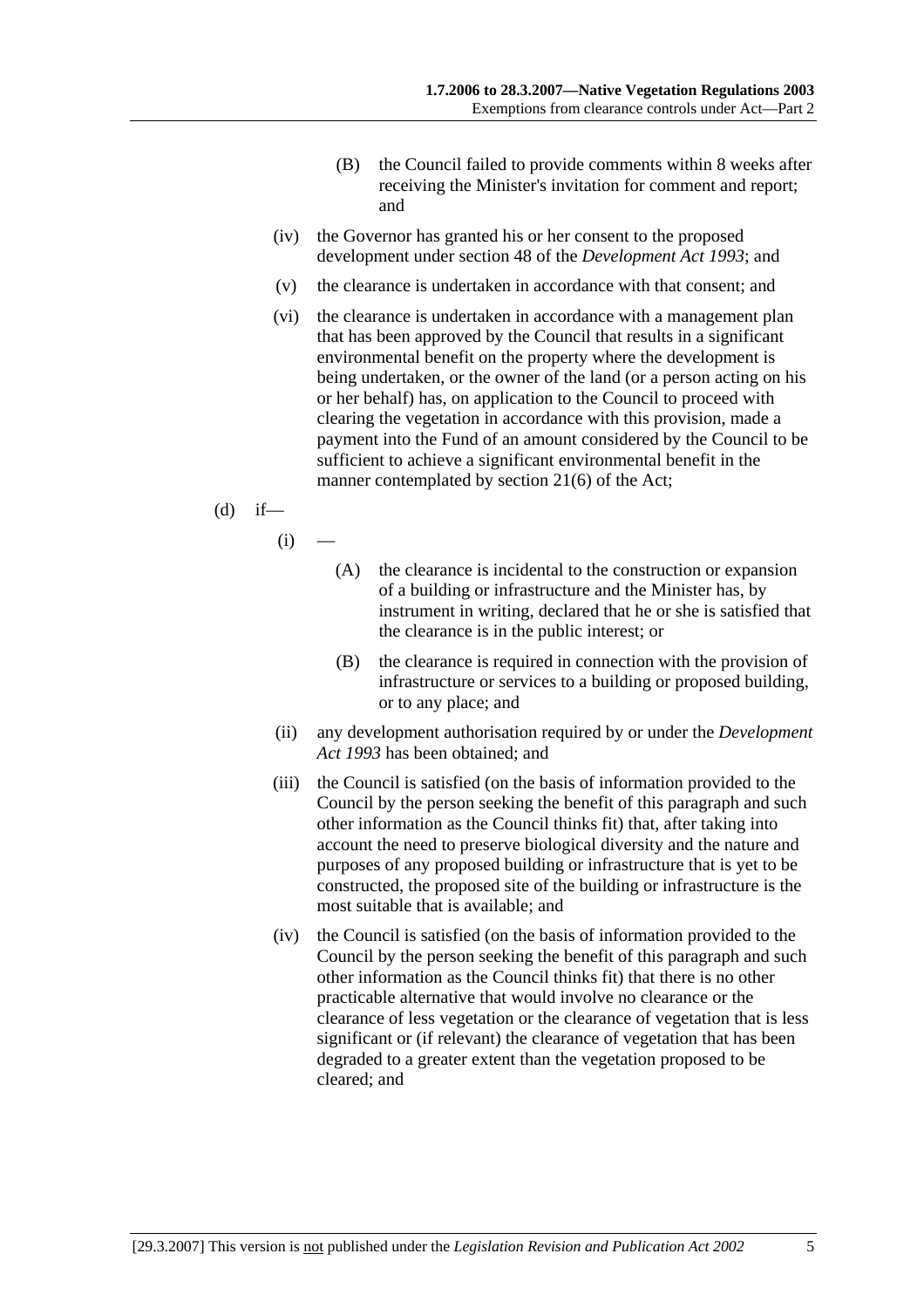(B) the Council failed to provide comments within 8 weeks after receiving the Minister's invitation for comment and report; and

(iv) the Governor has granted his or her consent to the proposed development under section 48 of the *Development Act 1993*; and

(v) the clearance is undertaken in accordance with that consent; and

(vi) the clearance is undertaken in accordance with a management plan that has been approved by the Council that results in a significant environmental benefit on the property where the development is being undertaken, or the owner of the land (or a person acting on his or her behalf) has, on application to the Council to proceed with clearing the vegetation in accordance with this provision, made a payment into the Fund of an amount considered by the Council to be sufficient to achieve a significant environmental benefit in the manner contemplated by section 21(6) of the Act;

(d) if—

(i) —

(A) the clearance is incidental to the construction or expansion of a building or infrastructure and the Minister has, by instrument in writing, declared that he or she is satisfied that the clearance is in the public interest; or

(B) the clearance is required in connection with the provision of infrastructure or services to a building or proposed building, or to any place; and

(ii) any development authorisation required by or under the *Development Act 1993* has been obtained; and

(iii) the Council is satisfied (on the basis of information provided to the Council by the person seeking the benefit of this paragraph and such other information as the Council thinks fit) that, after taking into account the need to preserve biological diversity and the nature and purposes of any proposed building or infrastructure that is yet to be constructed, the proposed site of the building or infrastructure is the most suitable that is available; and

(iv) the Council is satisfied (on the basis of information provided to the Council by the person seeking the benefit of this paragraph and such other information as the Council thinks fit) that there is no other practicable alternative that would involve no clearance or the clearance of less vegetation or the clearance of vegetation that is less significant or (if relevant) the clearance of vegetation that has been degraded to a greater extent than the vegetation proposed to be cleared; and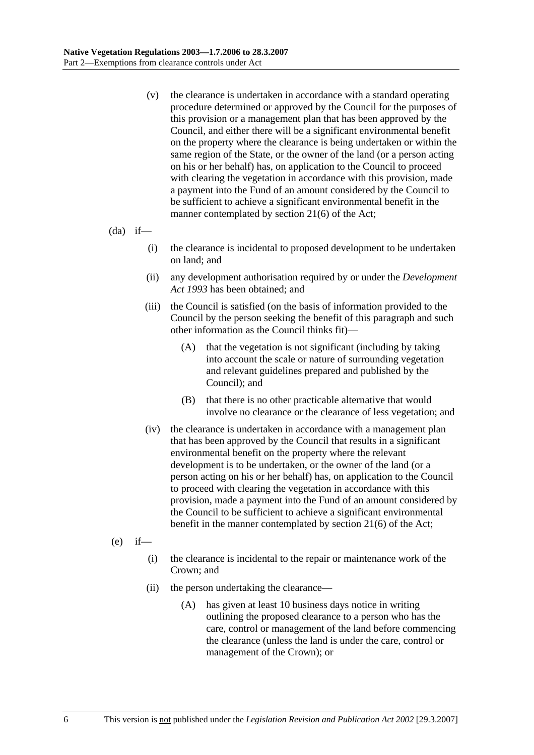(v) the clearance is undertaken in accordance with a standard operating procedure determined or approved by the Council for the purposes of this provision or a management plan that has been approved by the Council, and either there will be a significant environmental benefit on the property where the clearance is being undertaken or within the same region of the State, or the owner of the land (or a person acting on his or her behalf) has, on application to the Council to proceed with clearing the vegetation in accordance with this provision, made a payment into the Fund of an amount considered by the Council to be sufficient to achieve a significant environmental benefit in the manner contemplated by section 21(6) of the Act;

(da) if—

(i) the clearance is incidental to proposed development to be undertaken on land; and

(ii) any development authorisation required by or under the *Development Act 1993* has been obtained; and

(iii) the Council is satisfied (on the basis of information provided to the Council by the person seeking the benefit of this paragraph and such other information as the Council thinks fit)—

(A) that the vegetation is not significant (including by taking into account the scale or nature of surrounding vegetation and relevant guidelines prepared and published by the Council); and

(B) that there is no other practicable alternative that would involve no clearance or the clearance of less vegetation; and

(iv) the clearance is undertaken in accordance with a management plan that has been approved by the Council that results in a significant environmental benefit on the property where the relevant development is to be undertaken, or the owner of the land (or a person acting on his or her behalf) has, on application to the Council to proceed with clearing the vegetation in accordance with this provision, made a payment into the Fund of an amount considered by the Council to be sufficient to achieve a significant environmental benefit in the manner contemplated by section 21(6) of the Act;

(e) if—

(i) the clearance is incidental to the repair or maintenance work of the Crown; and

(ii) the person undertaking the clearance—

(A) has given at least 10 business days notice in writing outlining the proposed clearance to a person who has the care, control or management of the land before commencing the clearance (unless the land is under the care, control or management of the Crown); or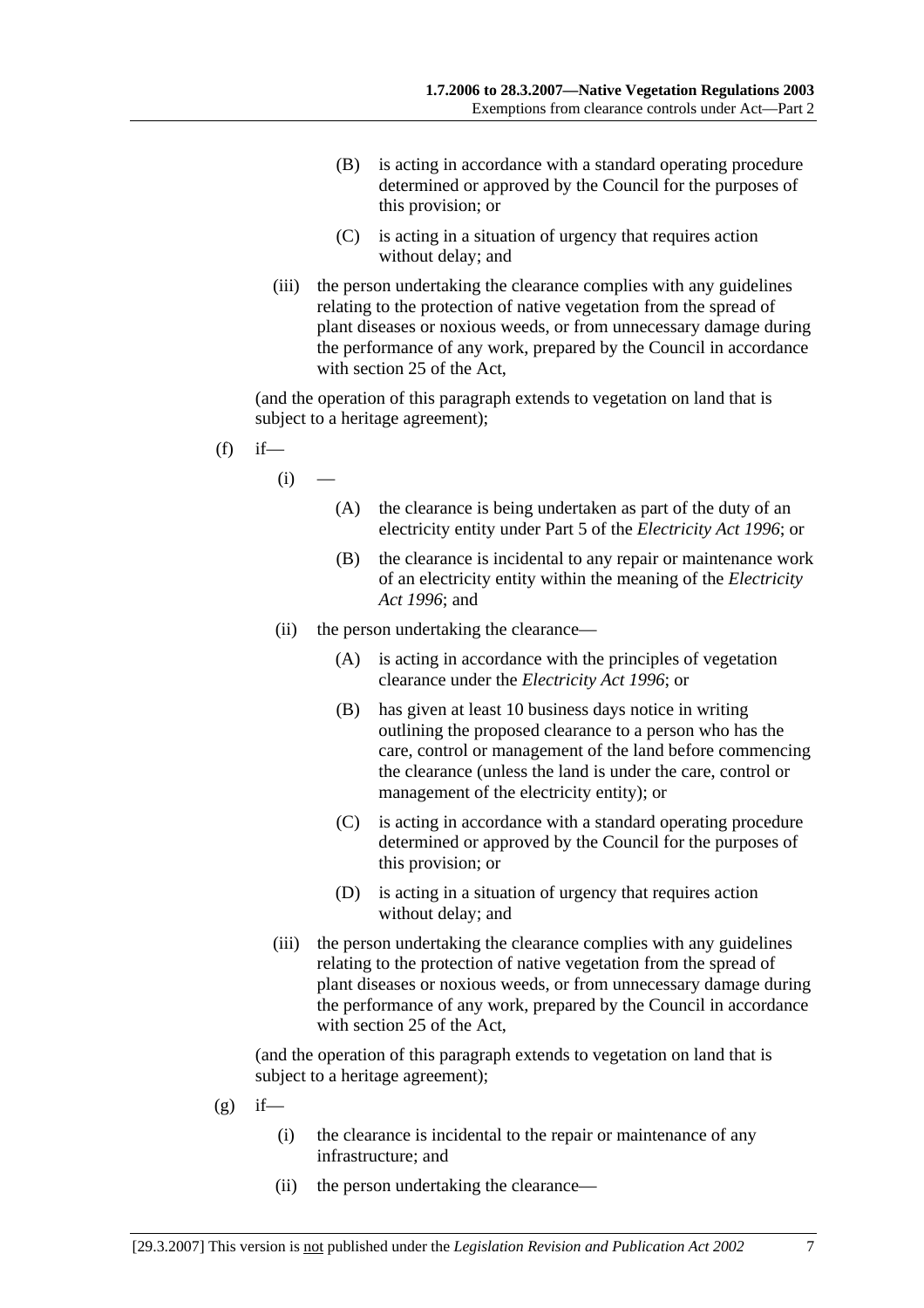(B) is acting in accordance with a standard operating procedure determined or approved by the Council for the purposes of this provision; or

(C) is acting in a situation of urgency that requires action without delay; and

(iii) the person undertaking the clearance complies with any guidelines relating to the protection of native vegetation from the spread of plant diseases or noxious weeds, or from unnecessary damage during the performance of any work, prepared by the Council in accordance with section 25 of the Act,

(and the operation of this paragraph extends to vegetation on land that is subject to a heritage agreement);

(f) if—

(i) —

(A) the clearance is being undertaken as part of the duty of an electricity entity under Part 5 of the *Electricity Act 1996*; or

(B) the clearance is incidental to any repair or maintenance work of an electricity entity within the meaning of the *Electricity Act 1996*; and

(ii) the person undertaking the clearance—

(A) is acting in accordance with the principles of vegetation clearance under the *Electricity Act 1996*; or

(B) has given at least 10 business days notice in writing outlining the proposed clearance to a person who has the care, control or management of the land before commencing the clearance (unless the land is under the care, control or management of the electricity entity); or

(C) is acting in accordance with a standard operating procedure determined or approved by the Council for the purposes of this provision; or

(D) is acting in a situation of urgency that requires action without delay; and

(iii) the person undertaking the clearance complies with any guidelines relating to the protection of native vegetation from the spread of plant diseases or noxious weeds, or from unnecessary damage during the performance of any work, prepared by the Council in accordance with section 25 of the Act,

(and the operation of this paragraph extends to vegetation on land that is subject to a heritage agreement);

(g) if—

(i) the clearance is incidental to the repair or maintenance of any infrastructure; and

(ii) the person undertaking the clearance—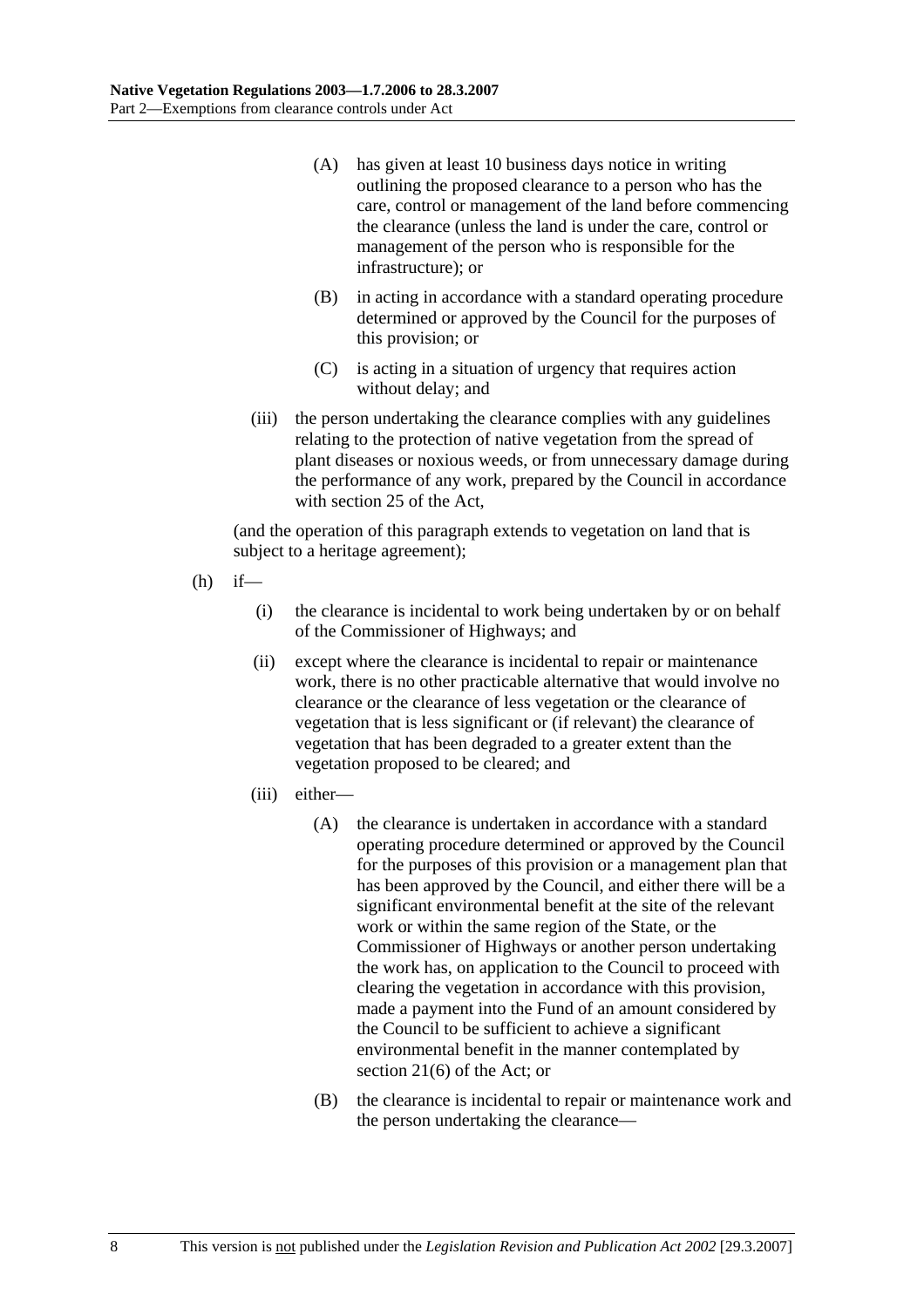(A) has given at least 10 business days notice in writing outlining the proposed clearance to a person who has the care, control or management of the land before commencing the clearance (unless the land is under the care, control or management of the person who is responsible for the infrastructure); or

(B) in acting in accordance with a standard operating procedure determined or approved by the Council for the purposes of this provision; or

(C) is acting in a situation of urgency that requires action without delay; and

(iii) the person undertaking the clearance complies with any guidelines relating to the protection of native vegetation from the spread of plant diseases or noxious weeds, or from unnecessary damage during the performance of any work, prepared by the Council in accordance with section 25 of the Act,

(and the operation of this paragraph extends to vegetation on land that is subject to a heritage agreement);

(h) if—

(i) the clearance is incidental to work being undertaken by or on behalf of the Commissioner of Highways; and

(ii) except where the clearance is incidental to repair or maintenance work, there is no other practicable alternative that would involve no clearance or the clearance of less vegetation or the clearance of vegetation that is less significant or (if relevant) the clearance of vegetation that has been degraded to a greater extent than the vegetation proposed to be cleared; and

(iii) either—

(A) the clearance is undertaken in accordance with a standard operating procedure determined or approved by the Council for the purposes of this provision or a management plan that has been approved by the Council, and either there will be a significant environmental benefit at the site of the relevant work or within the same region of the State, or the Commissioner of Highways or another person undertaking the work has, on application to the Council to proceed with clearing the vegetation in accordance with this provision, made a payment into the Fund of an amount considered by the Council to be sufficient to achieve a significant environmental benefit in the manner contemplated by section 21(6) of the Act; or

(B) the clearance is incidental to repair or maintenance work and the person undertaking the clearance—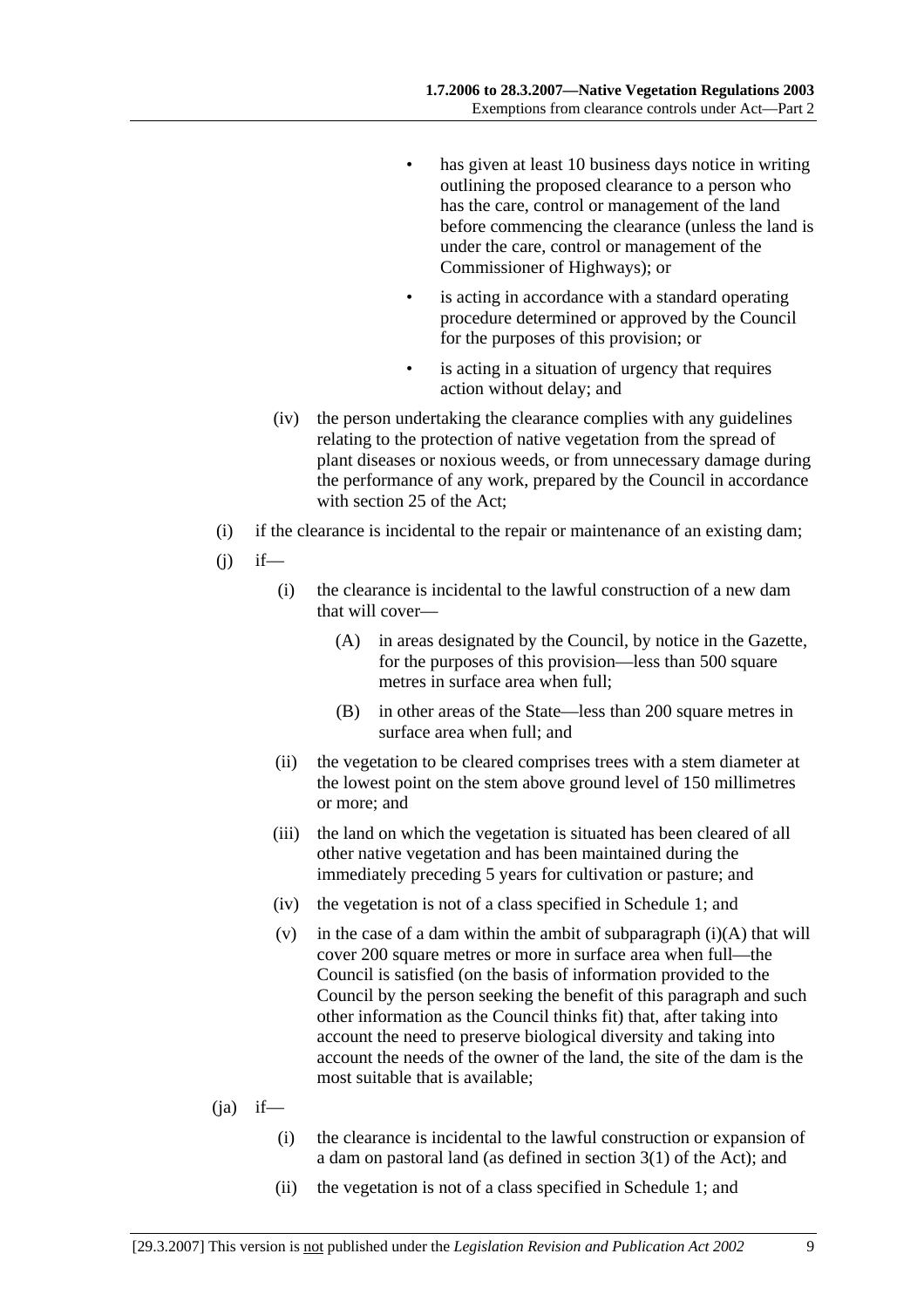- has given at least 10 business days notice in writing outlining the proposed clearance to a person who has the care, control or management of the land before commencing the clearance (unless the land is under the care, control or management of the Commissioner of Highways); or
- is acting in accordance with a standard operating procedure determined or approved by the Council for the purposes of this provision; or
- is acting in a situation of urgency that requires action without delay; and

(iv) the person undertaking the clearance complies with any guidelines relating to the protection of native vegetation from the spread of plant diseases or noxious weeds, or from unnecessary damage during the performance of any work, prepared by the Council in accordance with section 25 of the Act;

(i) if the clearance is incidental to the repair or maintenance of an existing dam;

(j) if—

(i) the clearance is incidental to the lawful construction of a new dam that will cover—

(A) in areas designated by the Council, by notice in the Gazette, for the purposes of this provision—less than 500 square metres in surface area when full;

(B) in other areas of the State—less than 200 square metres in surface area when full; and

(ii) the vegetation to be cleared comprises trees with a stem diameter at the lowest point on the stem above ground level of 150 millimetres or more; and

(iii) the land on which the vegetation is situated has been cleared of all other native vegetation and has been maintained during the immediately preceding 5 years for cultivation or pasture; and

(iv) the vegetation is not of a class specified in Schedule 1; and

(v) in the case of a dam within the ambit of subparagraph (i)(A) that will cover 200 square metres or more in surface area when full—the Council is satisfied (on the basis of information provided to the Council by the person seeking the benefit of this paragraph and such other information as the Council thinks fit) that, after taking into account the need to preserve biological diversity and taking into account the needs of the owner of the land, the site of the dam is the most suitable that is available;

(ja) if—

(i) the clearance is incidental to the lawful construction or expansion of a dam on pastoral land (as defined in section 3(1) of the Act); and

(ii) the vegetation is not of a class specified in Schedule 1; and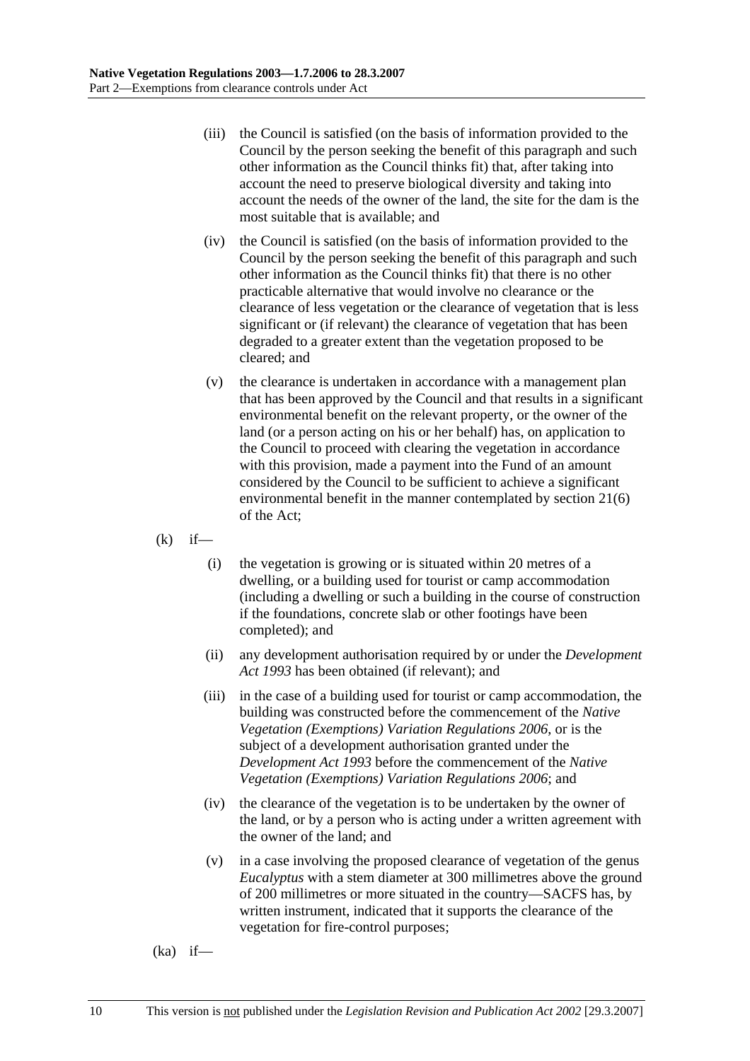(iii) the Council is satisfied (on the basis of information provided to the Council by the person seeking the benefit of this paragraph and such other information as the Council thinks fit) that, after taking into account the need to preserve biological diversity and taking into account the needs of the owner of the land, the site for the dam is the most suitable that is available; and

(iv) the Council is satisfied (on the basis of information provided to the Council by the person seeking the benefit of this paragraph and such other information as the Council thinks fit) that there is no other practicable alternative that would involve no clearance or the clearance of less vegetation or the clearance of vegetation that is less significant or (if relevant) the clearance of vegetation that has been degraded to a greater extent than the vegetation proposed to be cleared; and

(v) the clearance is undertaken in accordance with a management plan that has been approved by the Council and that results in a significant environmental benefit on the relevant property, or the owner of the land (or a person acting on his or her behalf) has, on application to the Council to proceed with clearing the vegetation in accordance with this provision, made a payment into the Fund of an amount considered by the Council to be sufficient to achieve a significant environmental benefit in the manner contemplated by section 21(6) of the Act;

(k) if—

(i) the vegetation is growing or is situated within 20 metres of a dwelling, or a building used for tourist or camp accommodation (including a dwelling or such a building in the course of construction if the foundations, concrete slab or other footings have been completed); and

(ii) any development authorisation required by or under the *Development Act 1993* has been obtained (if relevant); and

(iii) in the case of a building used for tourist or camp accommodation, the building was constructed before the commencement of the *Native Vegetation (Exemptions) Variation Regulations 2006*, or is the subject of a development authorisation granted under the *Development Act 1993* before the commencement of the *Native Vegetation (Exemptions) Variation Regulations 2006*; and

(iv) the clearance of the vegetation is to be undertaken by the owner of the land, or by a person who is acting under a written agreement with the owner of the land; and

(v) in a case involving the proposed clearance of vegetation of the genus *Eucalyptus* with a stem diameter at 300 millimetres above the ground of 200 millimetres or more situated in the country—SACFS has, by written instrument, indicated that it supports the clearance of the vegetation for fire-control purposes;

(ka) if—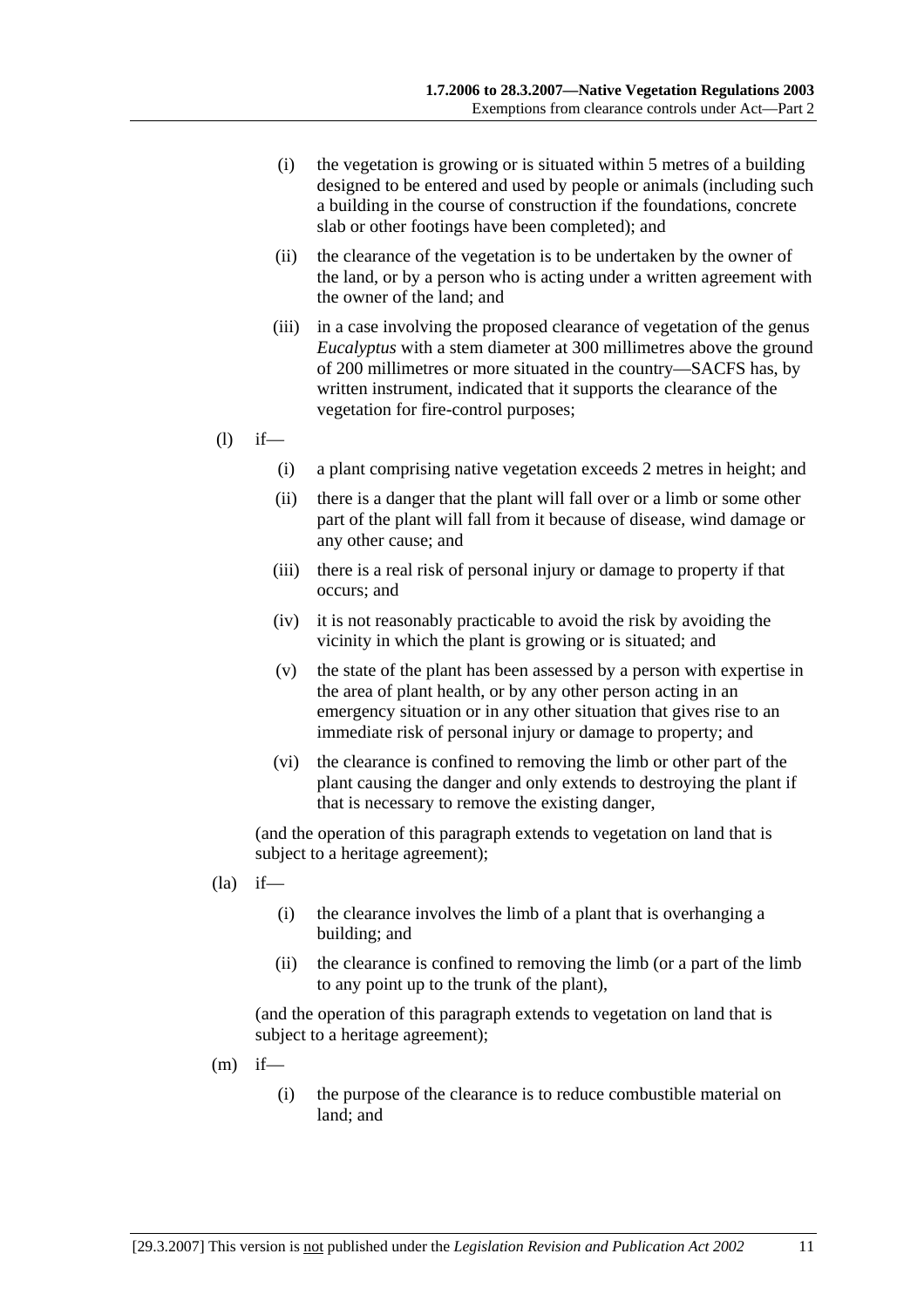(i) the vegetation is growing or is situated within 5 metres of a building designed to be entered and used by people or animals (including such a building in the course of construction if the foundations, concrete slab or other footings have been completed); and

(ii) the clearance of the vegetation is to be undertaken by the owner of the land, or by a person who is acting under a written agreement with the owner of the land; and

(iii) in a case involving the proposed clearance of vegetation of the genus *Eucalyptus* with a stem diameter at 300 millimetres above the ground of 200 millimetres or more situated in the country—SACFS has, by written instrument, indicated that it supports the clearance of the vegetation for fire-control purposes;

(l) if—

(i) a plant comprising native vegetation exceeds 2 metres in height; and

(ii) there is a danger that the plant will fall over or a limb or some other part of the plant will fall from it because of disease, wind damage or any other cause; and

(iii) there is a real risk of personal injury or damage to property if that occurs; and

(iv) it is not reasonably practicable to avoid the risk by avoiding the vicinity in which the plant is growing or is situated; and

(v) the state of the plant has been assessed by a person with expertise in the area of plant health, or by any other person acting in an emergency situation or in any other situation that gives rise to an immediate risk of personal injury or damage to property; and

(vi) the clearance is confined to removing the limb or other part of the plant causing the danger and only extends to destroying the plant if that is necessary to remove the existing danger,

(and the operation of this paragraph extends to vegetation on land that is subject to a heritage agreement);

(la) if—

(i) the clearance involves the limb of a plant that is overhanging a building; and

(ii) the clearance is confined to removing the limb (or a part of the limb to any point up to the trunk of the plant),

(and the operation of this paragraph extends to vegetation on land that is subject to a heritage agreement);

(m) if—

(i) the purpose of the clearance is to reduce combustible material on land; and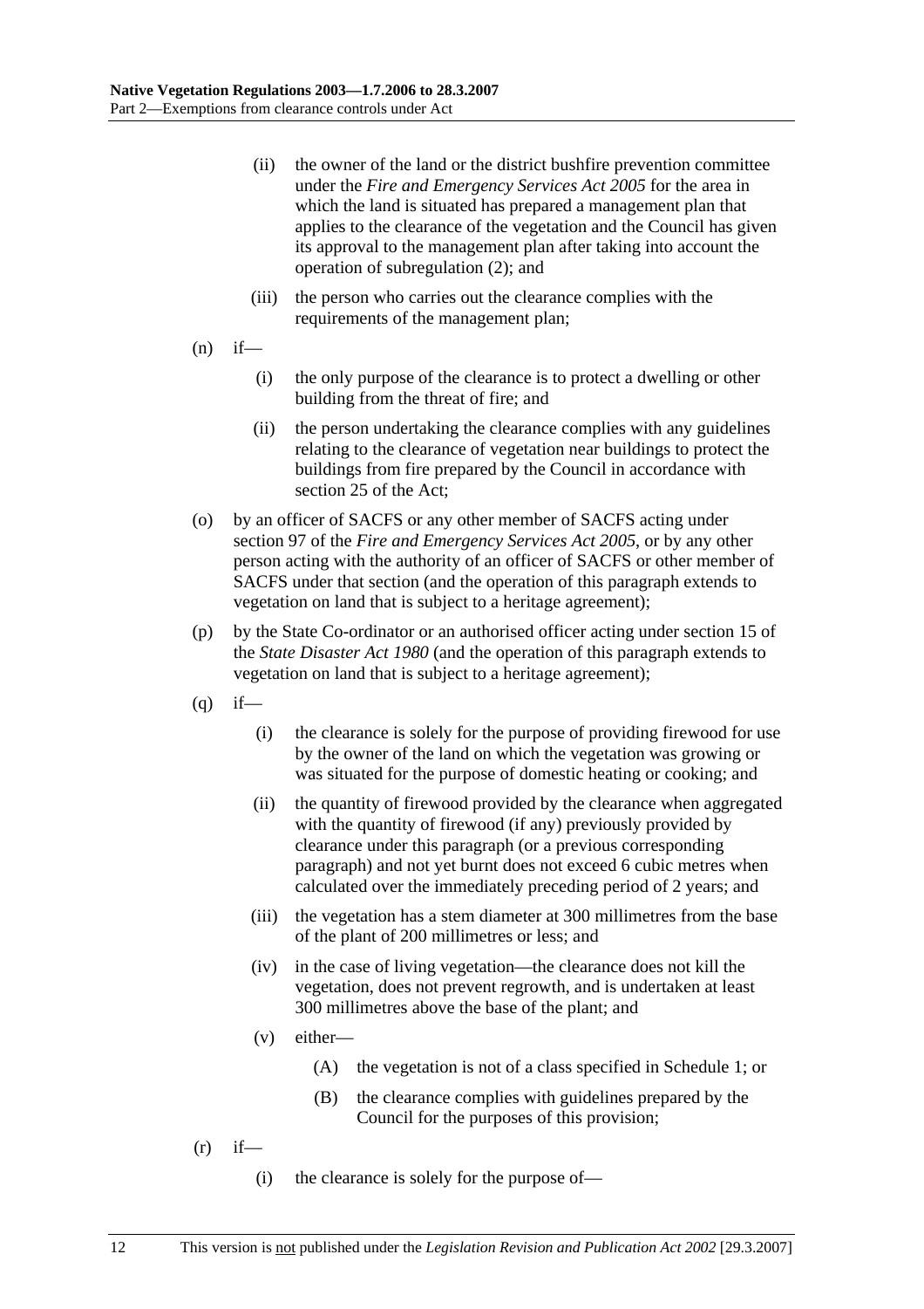(ii) the owner of the land or the district bushfire prevention committee under the *Fire and Emergency Services Act 2005* for the area in which the land is situated has prepared a management plan that applies to the clearance of the vegetation and the Council has given its approval to the management plan after taking into account the operation of subregulation (2); and

(iii) the person who carries out the clearance complies with the requirements of the management plan;

(n) if—

(i) the only purpose of the clearance is to protect a dwelling or other building from the threat of fire; and

(ii) the person undertaking the clearance complies with any guidelines relating to the clearance of vegetation near buildings to protect the buildings from fire prepared by the Council in accordance with section 25 of the Act;

(o) by an officer of SACFS or any other member of SACFS acting under section 97 of the *Fire and Emergency Services Act 2005*, or by any other person acting with the authority of an officer of SACFS or other member of SACFS under that section (and the operation of this paragraph extends to vegetation on land that is subject to a heritage agreement);

(p) by the State Co-ordinator or an authorised officer acting under section 15 of the *State Disaster Act 1980* (and the operation of this paragraph extends to vegetation on land that is subject to a heritage agreement);

(q) if—

(i) the clearance is solely for the purpose of providing firewood for use by the owner of the land on which the vegetation was growing or was situated for the purpose of domestic heating or cooking; and

(ii) the quantity of firewood provided by the clearance when aggregated with the quantity of firewood (if any) previously provided by clearance under this paragraph (or a previous corresponding paragraph) and not yet burnt does not exceed 6 cubic metres when calculated over the immediately preceding period of 2 years; and

(iii) the vegetation has a stem diameter at 300 millimetres from the base of the plant of 200 millimetres or less; and

(iv) in the case of living vegetation—the clearance does not kill the vegetation, does not prevent regrowth, and is undertaken at least 300 millimetres above the base of the plant; and

(v) either—

(A) the vegetation is not of a class specified in Schedule 1; or

(B) the clearance complies with guidelines prepared by the Council for the purposes of this provision;

(r) if—

(i) the clearance is solely for the purpose of—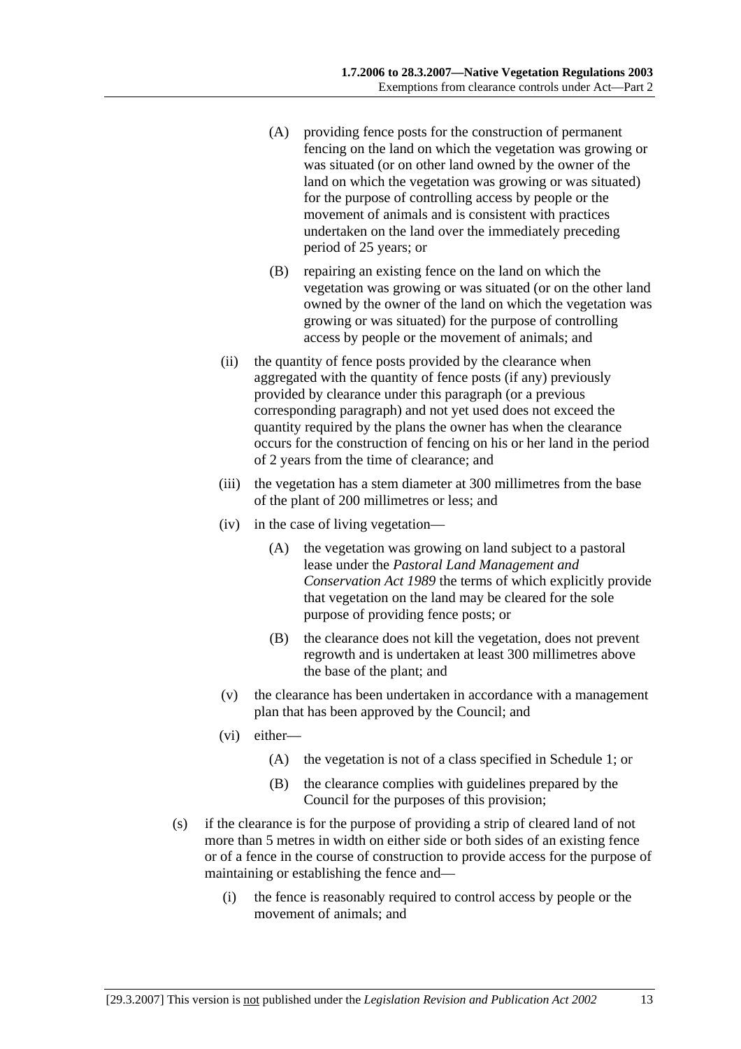(A) providing fence posts for the construction of permanent fencing on the land on which the vegetation was growing or was situated (or on other land owned by the owner of the land on which the vegetation was growing or was situated) for the purpose of controlling access by people or the movement of animals and is consistent with practices undertaken on the land over the immediately preceding period of 25 years; or

(B) repairing an existing fence on the land on which the vegetation was growing or was situated (or on the other land owned by the owner of the land on which the vegetation was growing or was situated) for the purpose of controlling access by people or the movement of animals; and

(ii) the quantity of fence posts provided by the clearance when aggregated with the quantity of fence posts (if any) previously provided by clearance under this paragraph (or a previous corresponding paragraph) and not yet used does not exceed the quantity required by the plans the owner has when the clearance occurs for the construction of fencing on his or her land in the period of 2 years from the time of clearance; and

(iii) the vegetation has a stem diameter at 300 millimetres from the base of the plant of 200 millimetres or less; and

(iv) in the case of living vegetation—

(A) the vegetation was growing on land subject to a pastoral lease under the *Pastoral Land Management and Conservation Act 1989* the terms of which explicitly provide that vegetation on the land may be cleared for the sole purpose of providing fence posts; or

(B) the clearance does not kill the vegetation, does not prevent regrowth and is undertaken at least 300 millimetres above the base of the plant; and

(v) the clearance has been undertaken in accordance with a management plan that has been approved by the Council; and

(vi) either—

(A) the vegetation is not of a class specified in Schedule 1; or

(B) the clearance complies with guidelines prepared by the Council for the purposes of this provision;

(s) if the clearance is for the purpose of providing a strip of cleared land of not more than 5 metres in width on either side or both sides of an existing fence or of a fence in the course of construction to provide access for the purpose of maintaining or establishing the fence and—

(i) the fence is reasonably required to control access by people or the movement of animals; and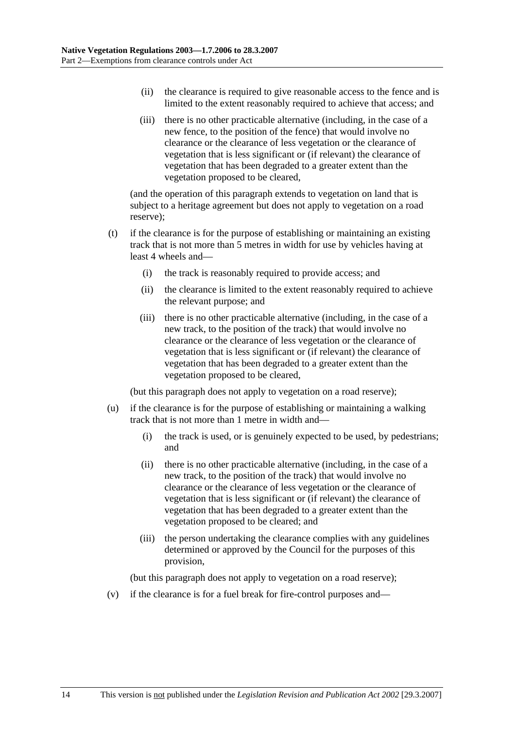(ii) the clearance is required to give reasonable access to the fence and is limited to the extent reasonably required to achieve that access; and

(iii) there is no other practicable alternative (including, in the case of a new fence, to the position of the fence) that would involve no clearance or the clearance of less vegetation or the clearance of vegetation that is less significant or (if relevant) the clearance of vegetation that has been degraded to a greater extent than the vegetation proposed to be cleared,

(and the operation of this paragraph extends to vegetation on land that is subject to a heritage agreement but does not apply to vegetation on a road reserve);

(t) if the clearance is for the purpose of establishing or maintaining an existing track that is not more than 5 metres in width for use by vehicles having at least 4 wheels and—

(i) the track is reasonably required to provide access; and

(ii) the clearance is limited to the extent reasonably required to achieve the relevant purpose; and

(iii) there is no other practicable alternative (including, in the case of a new track, to the position of the track) that would involve no clearance or the clearance of less vegetation or the clearance of vegetation that is less significant or (if relevant) the clearance of vegetation that has been degraded to a greater extent than the vegetation proposed to be cleared,

(but this paragraph does not apply to vegetation on a road reserve);

(u) if the clearance is for the purpose of establishing or maintaining a walking track that is not more than 1 metre in width and—

(i) the track is used, or is genuinely expected to be used, by pedestrians; and

(ii) there is no other practicable alternative (including, in the case of a new track, to the position of the track) that would involve no clearance or the clearance of less vegetation or the clearance of vegetation that is less significant or (if relevant) the clearance of vegetation that has been degraded to a greater extent than the vegetation proposed to be cleared; and

(iii) the person undertaking the clearance complies with any guidelines determined or approved by the Council for the purposes of this provision,

(but this paragraph does not apply to vegetation on a road reserve);

(v) if the clearance is for a fuel break for fire-control purposes and—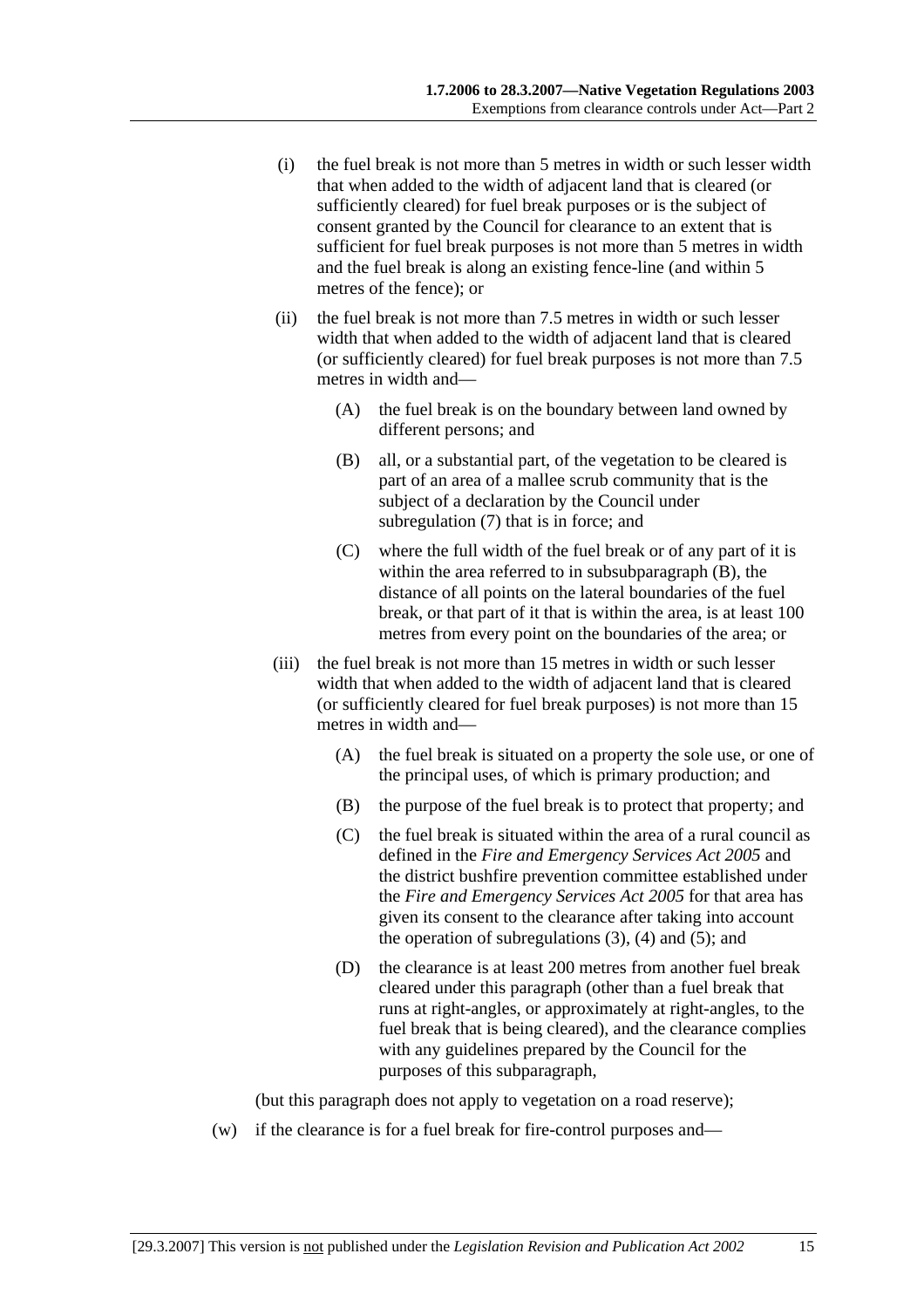(i) the fuel break is not more than 5 metres in width or such lesser width that when added to the width of adjacent land that is cleared (or sufficiently cleared) for fuel break purposes or is the subject of consent granted by the Council for clearance to an extent that is sufficient for fuel break purposes is not more than 5 metres in width and the fuel break is along an existing fence-line (and within 5 metres of the fence); or

(ii) the fuel break is not more than 7.5 metres in width or such lesser width that when added to the width of adjacent land that is cleared (or sufficiently cleared) for fuel break purposes is not more than 7.5 metres in width and—

(A) the fuel break is on the boundary between land owned by different persons; and

(B) all, or a substantial part, of the vegetation to be cleared is part of an area of a mallee scrub community that is the subject of a declaration by the Council under subregulation (7) that is in force; and

(C) where the full width of the fuel break or of any part of it is within the area referred to in subsubparagraph (B), the distance of all points on the lateral boundaries of the fuel break, or that part of it that is within the area, is at least 100 metres from every point on the boundaries of the area; or

(iii) the fuel break is not more than 15 metres in width or such lesser width that when added to the width of adjacent land that is cleared (or sufficiently cleared for fuel break purposes) is not more than 15 metres in width and—

(A) the fuel break is situated on a property the sole use, or one of the principal uses, of which is primary production; and

(B) the purpose of the fuel break is to protect that property; and

(C) the fuel break is situated within the area of a rural council as defined in the *Fire and Emergency Services Act 2005* and the district bushfire prevention committee established under the *Fire and Emergency Services Act 2005* for that area has given its consent to the clearance after taking into account the operation of subregulations (3), (4) and (5); and

(D) the clearance is at least 200 metres from another fuel break cleared under this paragraph (other than a fuel break that runs at right-angles, or approximately at right-angles, to the fuel break that is being cleared), and the clearance complies with any guidelines prepared by the Council for the purposes of this subparagraph,

(but this paragraph does not apply to vegetation on a road reserve);

(w) if the clearance is for a fuel break for fire-control purposes and—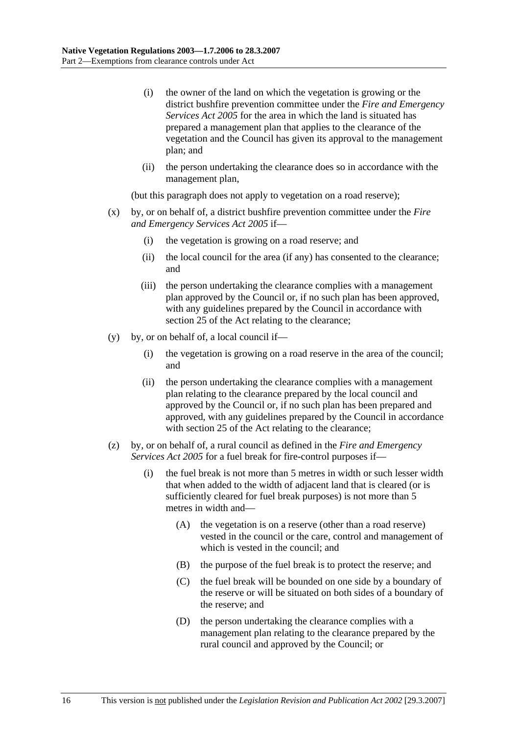- (i) the owner of the land on which the vegetation is growing or the district bushfire prevention committee under the *Fire and Emergency Services Act 2005* for the area in which the land is situated has prepared a management plan that applies to the clearance of the vegetation and the Council has given its approval to the management plan; and
- (ii) the person undertaking the clearance does so in accordance with the management plan,

(but this paragraph does not apply to vegetation on a road reserve);

- (x) by, or on behalf of, a district bushfire prevention committee under the *Fire and Emergency Services Act 2005* if—
  - (i) the vegetation is growing on a road reserve; and
  - (ii) the local council for the area (if any) has consented to the clearance; and
  - (iii) the person undertaking the clearance complies with a management plan approved by the Council or, if no such plan has been approved, with any guidelines prepared by the Council in accordance with section 25 of the Act relating to the clearance;
- (y) by, or on behalf of, a local council if—
  - (i) the vegetation is growing on a road reserve in the area of the council; and
  - (ii) the person undertaking the clearance complies with a management plan relating to the clearance prepared by the local council and approved by the Council or, if no such plan has been prepared and approved, with any guidelines prepared by the Council in accordance with section 25 of the Act relating to the clearance;
- (z) by, or on behalf of, a rural council as defined in the *Fire and Emergency Services Act 2005* for a fuel break for fire-control purposes if—
  - (i) the fuel break is not more than 5 metres in width or such lesser width that when added to the width of adjacent land that is cleared (or is sufficiently cleared for fuel break purposes) is not more than 5 metres in width and—
    - (A) the vegetation is on a reserve (other than a road reserve) vested in the council or the care, control and management of which is vested in the council; and
    - (B) the purpose of the fuel break is to protect the reserve; and
    - (C) the fuel break will be bounded on one side by a boundary of the reserve or will be situated on both sides of a boundary of the reserve; and
    - (D) the person undertaking the clearance complies with a management plan relating to the clearance prepared by the rural council and approved by the Council; or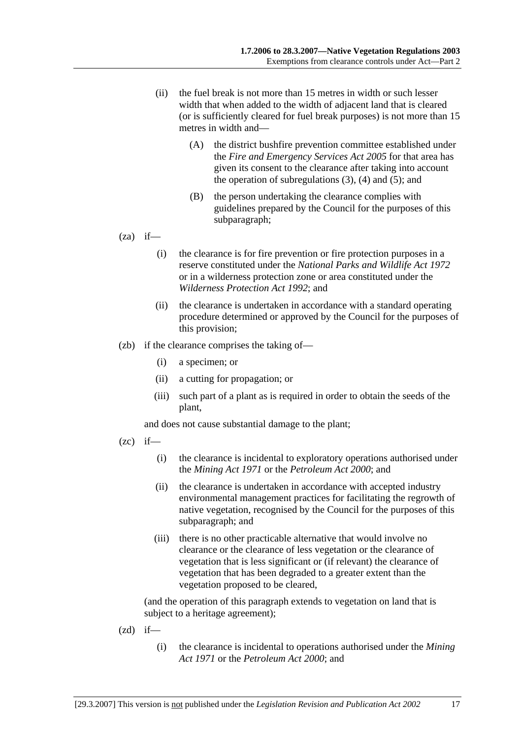(ii) the fuel break is not more than 15 metres in width or such lesser width that when added to the width of adjacent land that is cleared (or is sufficiently cleared for fuel break purposes) is not more than 15 metres in width and—

(A) the district bushfire prevention committee established under the *Fire and Emergency Services Act 2005* for that area has given its consent to the clearance after taking into account the operation of subregulations (3), (4) and (5); and

(B) the person undertaking the clearance complies with guidelines prepared by the Council for the purposes of this subparagraph;

(za) if—

(i) the clearance is for fire prevention or fire protection purposes in a reserve constituted under the *National Parks and Wildlife Act 1972* or in a wilderness protection zone or area constituted under the *Wilderness Protection Act 1992*; and

(ii) the clearance is undertaken in accordance with a standard operating procedure determined or approved by the Council for the purposes of this provision;

(zb) if the clearance comprises the taking of—

(i) a specimen; or

(ii) a cutting for propagation; or

(iii) such part of a plant as is required in order to obtain the seeds of the plant,

and does not cause substantial damage to the plant;

(zc) if—

(i) the clearance is incidental to exploratory operations authorised under the *Mining Act 1971* or the *Petroleum Act 2000*; and

(ii) the clearance is undertaken in accordance with accepted industry environmental management practices for facilitating the regrowth of native vegetation, recognised by the Council for the purposes of this subparagraph; and

(iii) there is no other practicable alternative that would involve no clearance or the clearance of less vegetation or the clearance of vegetation that is less significant or (if relevant) the clearance of vegetation that has been degraded to a greater extent than the vegetation proposed to be cleared,

(and the operation of this paragraph extends to vegetation on land that is subject to a heritage agreement);

(zd) if—

(i) the clearance is incidental to operations authorised under the *Mining Act 1971* or the *Petroleum Act 2000*; and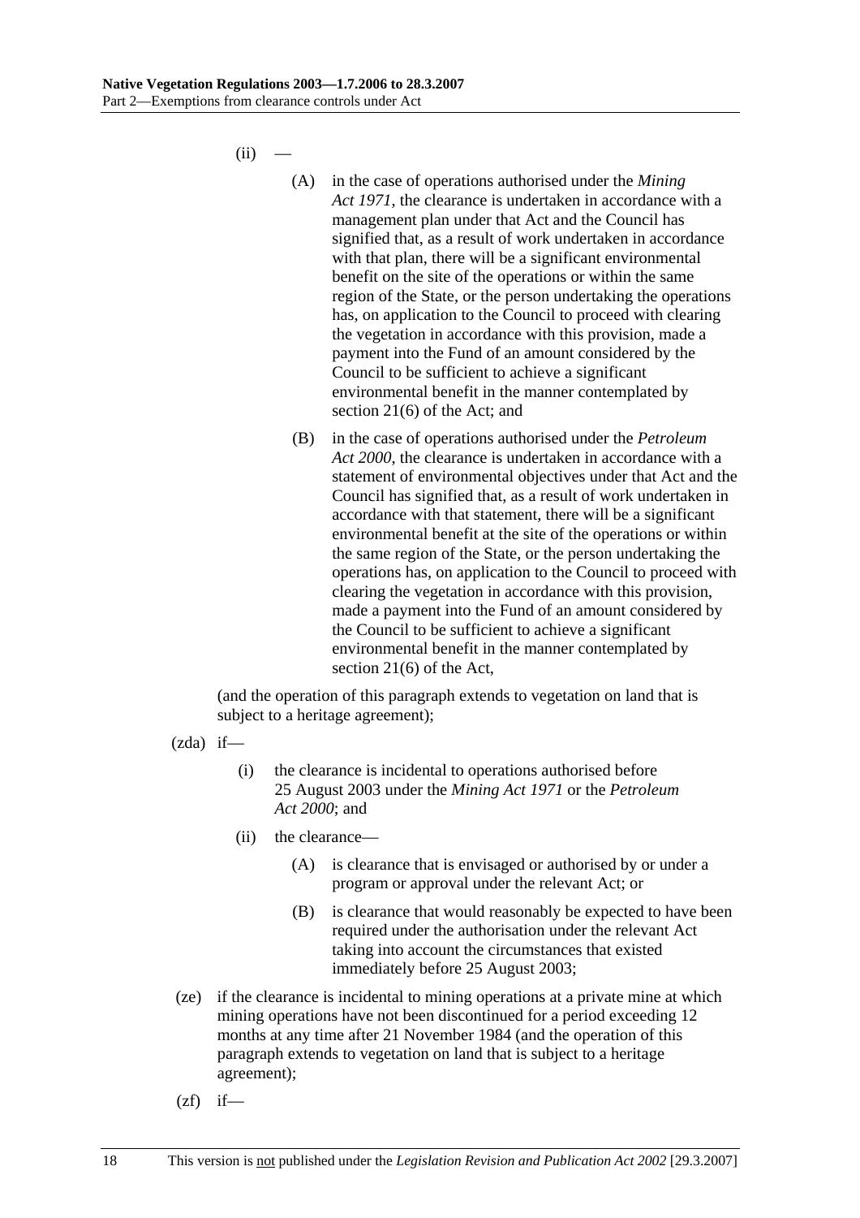(ii) —

(A) in the case of operations authorised under the *Mining Act 1971*, the clearance is undertaken in accordance with a management plan under that Act and the Council has signified that, as a result of work undertaken in accordance with that plan, there will be a significant environmental benefit on the site of the operations or within the same region of the State, or the person undertaking the operations has, on application to the Council to proceed with clearing the vegetation in accordance with this provision, made a payment into the Fund of an amount considered by the Council to be sufficient to achieve a significant environmental benefit in the manner contemplated by section 21(6) of the Act; and

(B) in the case of operations authorised under the *Petroleum Act 2000*, the clearance is undertaken in accordance with a statement of environmental objectives under that Act and the Council has signified that, as a result of work undertaken in accordance with that statement, there will be a significant environmental benefit at the site of the operations or within the same region of the State, or the person undertaking the operations has, on application to the Council to proceed with clearing the vegetation in accordance with this provision, made a payment into the Fund of an amount considered by the Council to be sufficient to achieve a significant environmental benefit in the manner contemplated by section 21(6) of the Act,

(and the operation of this paragraph extends to vegetation on land that is subject to a heritage agreement);

(zda) if—

(i) the clearance is incidental to operations authorised before 25 August 2003 under the *Mining Act 1971* or the *Petroleum Act 2000*; and

(ii) the clearance—

(A) is clearance that is envisaged or authorised by or under a program or approval under the relevant Act; or

(B) is clearance that would reasonably be expected to have been required under the authorisation under the relevant Act taking into account the circumstances that existed immediately before 25 August 2003;

(ze) if the clearance is incidental to mining operations at a private mine at which mining operations have not been discontinued for a period exceeding 12 months at any time after 21 November 1984 (and the operation of this paragraph extends to vegetation on land that is subject to a heritage agreement);

(zf) if—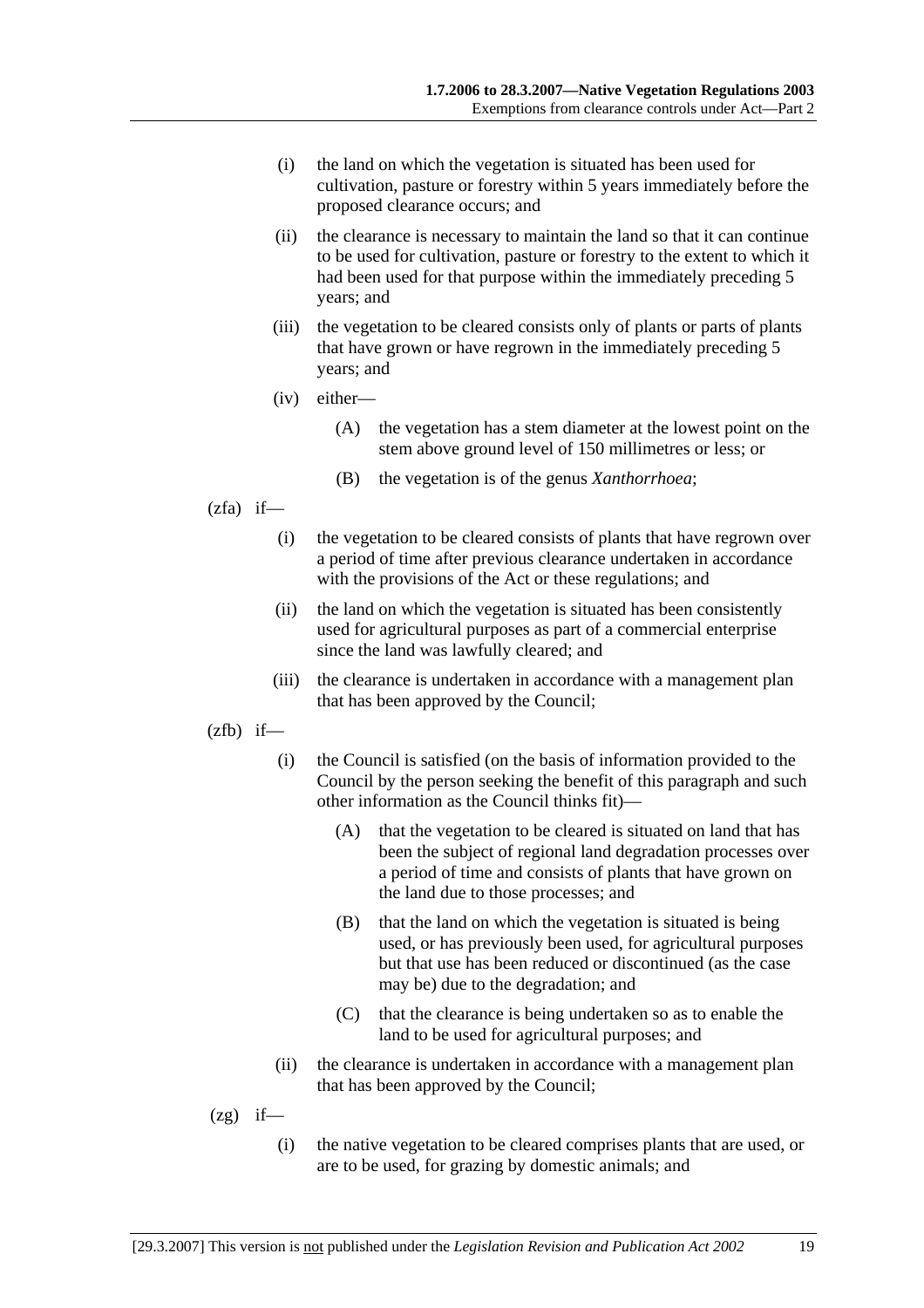(i) the land on which the vegetation is situated has been used for cultivation, pasture or forestry within 5 years immediately before the proposed clearance occurs; and

(ii) the clearance is necessary to maintain the land so that it can continue to be used for cultivation, pasture or forestry to the extent to which it had been used for that purpose within the immediately preceding 5 years; and

(iii) the vegetation to be cleared consists only of plants or parts of plants that have grown or have regrown in the immediately preceding 5 years; and

(iv) either—

(A) the vegetation has a stem diameter at the lowest point on the stem above ground level of 150 millimetres or less; or

(B) the vegetation is of the genus *Xanthorrhoea*;

(zfa) if—

(i) the vegetation to be cleared consists of plants that have regrown over a period of time after previous clearance undertaken in accordance with the provisions of the Act or these regulations; and

(ii) the land on which the vegetation is situated has been consistently used for agricultural purposes as part of a commercial enterprise since the land was lawfully cleared; and

(iii) the clearance is undertaken in accordance with a management plan that has been approved by the Council;

(zfb) if—

(i) the Council is satisfied (on the basis of information provided to the Council by the person seeking the benefit of this paragraph and such other information as the Council thinks fit)—

(A) that the vegetation to be cleared is situated on land that has been the subject of regional land degradation processes over a period of time and consists of plants that have grown on the land due to those processes; and

(B) that the land on which the vegetation is situated is being used, or has previously been used, for agricultural purposes but that use has been reduced or discontinued (as the case may be) due to the degradation; and

(C) that the clearance is being undertaken so as to enable the land to be used for agricultural purposes; and

(ii) the clearance is undertaken in accordance with a management plan that has been approved by the Council;

(zg) if—

(i) the native vegetation to be cleared comprises plants that are used, or are to be used, for grazing by domestic animals; and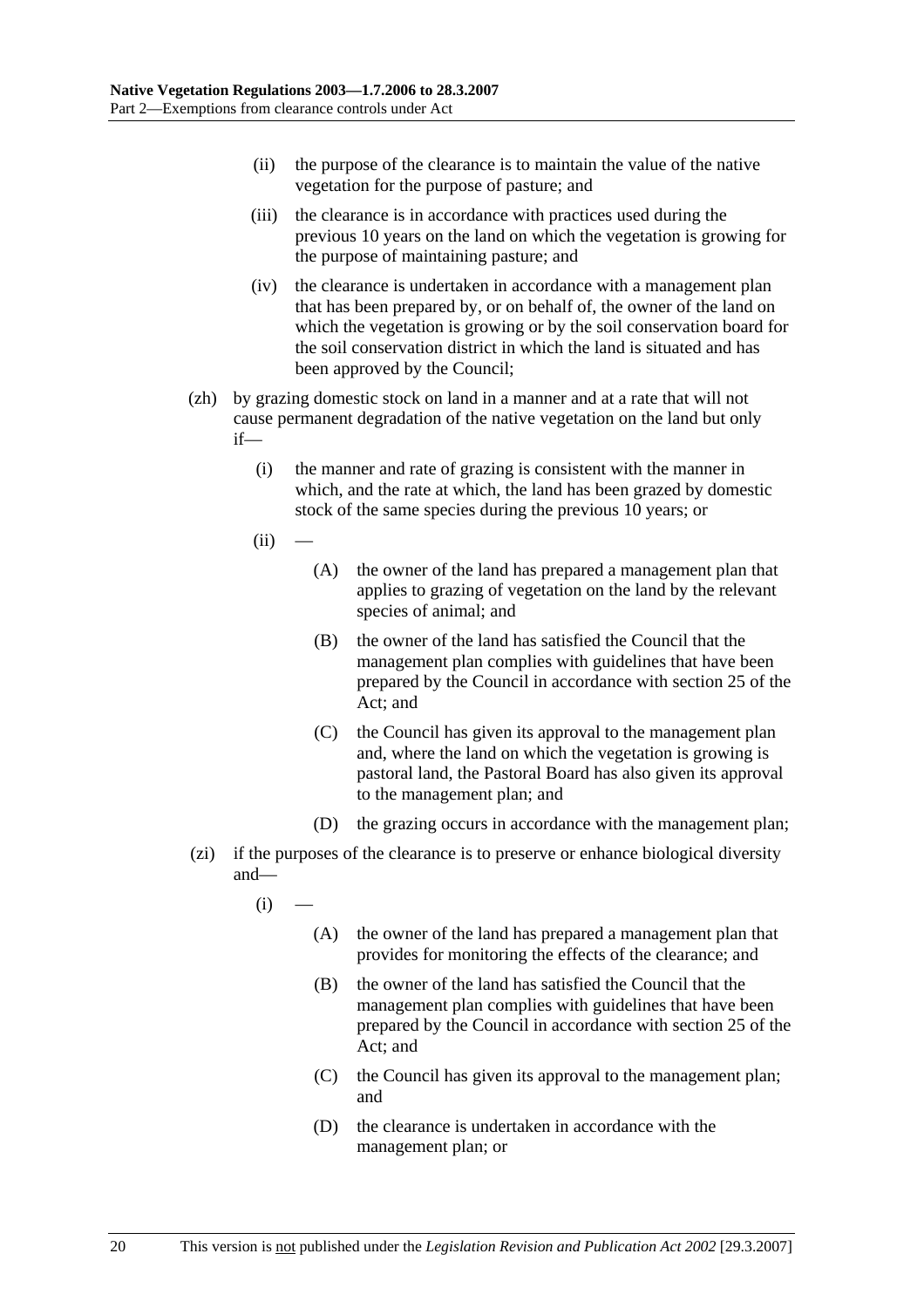(ii) the purpose of the clearance is to maintain the value of the native vegetation for the purpose of pasture; and

(iii) the clearance is in accordance with practices used during the previous 10 years on the land on which the vegetation is growing for the purpose of maintaining pasture; and

(iv) the clearance is undertaken in accordance with a management plan that has been prepared by, or on behalf of, the owner of the land on which the vegetation is growing or by the soil conservation board for the soil conservation district in which the land is situated and has been approved by the Council;

(zh) by grazing domestic stock on land in a manner and at a rate that will not cause permanent degradation of the native vegetation on the land but only if—

(i) the manner and rate of grazing is consistent with the manner in which, and the rate at which, the land has been grazed by domestic stock of the same species during the previous 10 years; or

(ii) —

(A) the owner of the land has prepared a management plan that applies to grazing of vegetation on the land by the relevant species of animal; and

(B) the owner of the land has satisfied the Council that the management plan complies with guidelines that have been prepared by the Council in accordance with section 25 of the Act; and

(C) the Council has given its approval to the management plan and, where the land on which the vegetation is growing is pastoral land, the Pastoral Board has also given its approval to the management plan; and

(D) the grazing occurs in accordance with the management plan;

(zi) if the purposes of the clearance is to preserve or enhance biological diversity and—

(i) —

(A) the owner of the land has prepared a management plan that provides for monitoring the effects of the clearance; and

(B) the owner of the land has satisfied the Council that the management plan complies with guidelines that have been prepared by the Council in accordance with section 25 of the Act; and

(C) the Council has given its approval to the management plan; and

(D) the clearance is undertaken in accordance with the management plan; or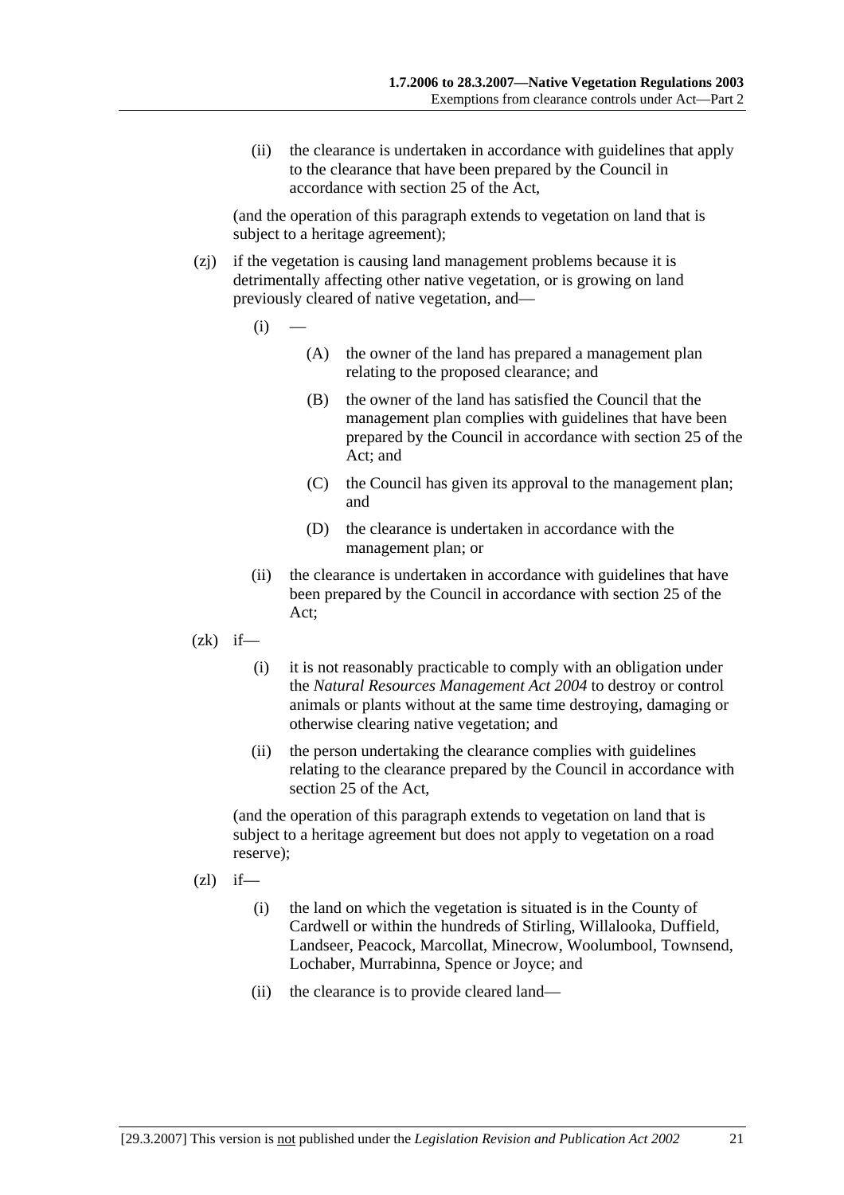(ii) the clearance is undertaken in accordance with guidelines that apply to the clearance that have been prepared by the Council in accordance with section 25 of the Act,

(and the operation of this paragraph extends to vegetation on land that is subject to a heritage agreement);

(zj) if the vegetation is causing land management problems because it is detrimentally affecting other native vegetation, or is growing on land previously cleared of native vegetation, and—

(i) —

(A) the owner of the land has prepared a management plan relating to the proposed clearance; and

(B) the owner of the land has satisfied the Council that the management plan complies with guidelines that have been prepared by the Council in accordance with section 25 of the Act; and

(C) the Council has given its approval to the management plan; and

(D) the clearance is undertaken in accordance with the management plan; or

(ii) the clearance is undertaken in accordance with guidelines that have been prepared by the Council in accordance with section 25 of the Act;

(zk) if—

(i) it is not reasonably practicable to comply with an obligation under the *Natural Resources Management Act 2004* to destroy or control animals or plants without at the same time destroying, damaging or otherwise clearing native vegetation; and

(ii) the person undertaking the clearance complies with guidelines relating to the clearance prepared by the Council in accordance with section 25 of the Act,

(and the operation of this paragraph extends to vegetation on land that is subject to a heritage agreement but does not apply to vegetation on a road reserve);

(zl) if—

(i) the land on which the vegetation is situated is in the County of Cardwell or within the hundreds of Stirling, Willalooka, Duffield, Landseer, Peacock, Marcollat, Minecrow, Woolumbool, Townsend, Lochaber, Murrabinna, Spence or Joyce; and

(ii) the clearance is to provide cleared land—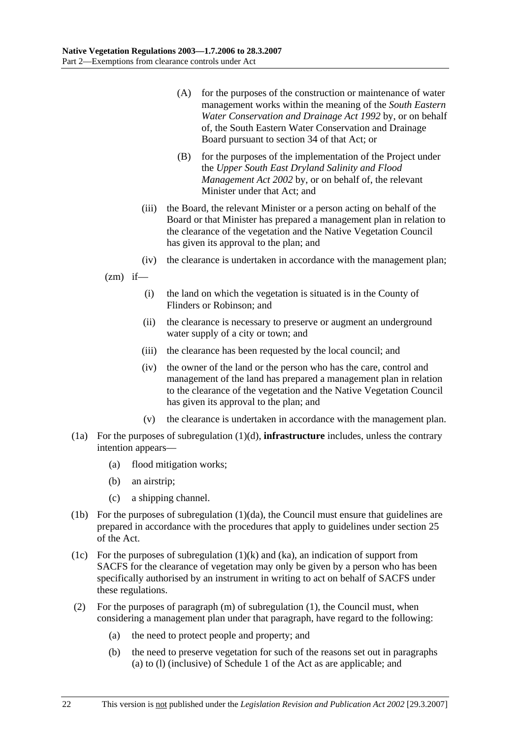(A) for the purposes of the construction or maintenance of water management works within the meaning of the *South Eastern Water Conservation and Drainage Act 1992* by, or on behalf of, the South Eastern Water Conservation and Drainage Board pursuant to section 34 of that Act; or

(B) for the purposes of the implementation of the Project under the *Upper South East Dryland Salinity and Flood Management Act 2002* by, or on behalf of, the relevant Minister under that Act; and

(iii) the Board, the relevant Minister or a person acting on behalf of the Board or that Minister has prepared a management plan in relation to the clearance of the vegetation and the Native Vegetation Council has given its approval to the plan; and

(iv) the clearance is undertaken in accordance with the management plan;

(zm) if—

(i) the land on which the vegetation is situated is in the County of Flinders or Robinson; and

(ii) the clearance is necessary to preserve or augment an underground water supply of a city or town; and

(iii) the clearance has been requested by the local council; and

(iv) the owner of the land or the person who has the care, control and management of the land has prepared a management plan in relation to the clearance of the vegetation and the Native Vegetation Council has given its approval to the plan; and

(v) the clearance is undertaken in accordance with the management plan.

(1a) For the purposes of subregulation (1)(d), **infrastructure** includes, unless the contrary intention appears—

(a) flood mitigation works;

(b) an airstrip;

(c) a shipping channel.

(1b) For the purposes of subregulation (1)(da), the Council must ensure that guidelines are prepared in accordance with the procedures that apply to guidelines under section 25 of the Act.

(1c) For the purposes of subregulation (1)(k) and (ka), an indication of support from SACFS for the clearance of vegetation may only be given by a person who has been specifically authorised by an instrument in writing to act on behalf of SACFS under these regulations.

(2) For the purposes of paragraph (m) of subregulation (1), the Council must, when considering a management plan under that paragraph, have regard to the following:

(a) the need to protect people and property; and

(b) the need to preserve vegetation for such of the reasons set out in paragraphs (a) to (l) (inclusive) of Schedule 1 of the Act as are applicable; and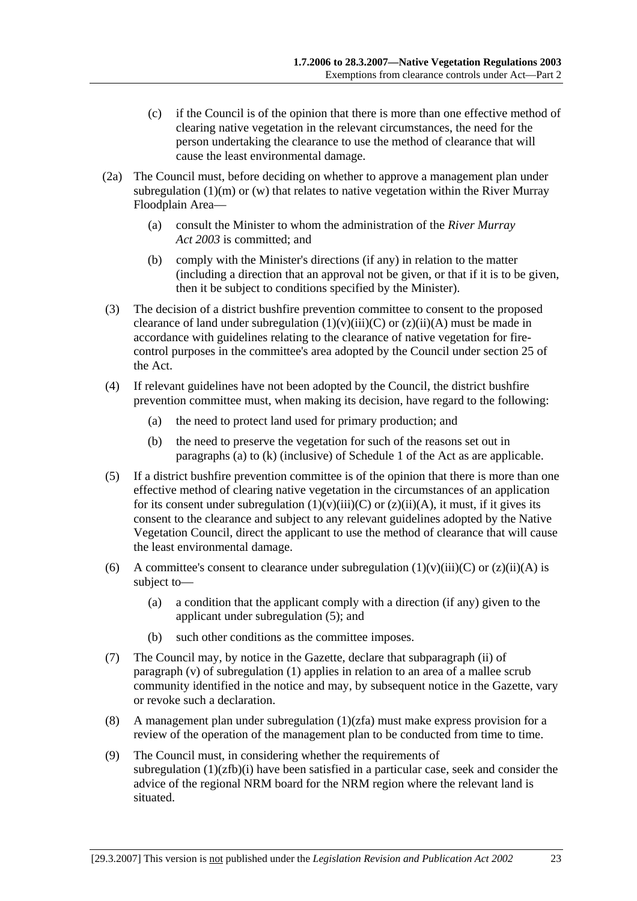(c) if the Council is of the opinion that there is more than one effective method of clearing native vegetation in the relevant circumstances, the need for the person undertaking the clearance to use the method of clearance that will cause the least environmental damage.

(2a) The Council must, before deciding on whether to approve a management plan under subregulation (1)(m) or (w) that relates to native vegetation within the River Murray Floodplain Area—

(a) consult the Minister to whom the administration of the *River Murray Act 2003* is committed; and

(b) comply with the Minister's directions (if any) in relation to the matter (including a direction that an approval not be given, or that if it is to be given, then it be subject to conditions specified by the Minister).

(3) The decision of a district bushfire prevention committee to consent to the proposed clearance of land under subregulation (1)(v)(iii)(C) or (z)(ii)(A) must be made in accordance with guidelines relating to the clearance of native vegetation for fire-control purposes in the committee's area adopted by the Council under section 25 of the Act.

(4) If relevant guidelines have not been adopted by the Council, the district bushfire prevention committee must, when making its decision, have regard to the following:

(a) the need to protect land used for primary production; and

(b) the need to preserve the vegetation for such of the reasons set out in paragraphs (a) to (k) (inclusive) of Schedule 1 of the Act as are applicable.

(5) If a district bushfire prevention committee is of the opinion that there is more than one effective method of clearing native vegetation in the circumstances of an application for its consent under subregulation (1)(v)(iii)(C) or (z)(ii)(A), it must, if it gives its consent to the clearance and subject to any relevant guidelines adopted by the Native Vegetation Council, direct the applicant to use the method of clearance that will cause the least environmental damage.

(6) A committee's consent to clearance under subregulation (1)(v)(iii)(C) or (z)(ii)(A) is subject to—

(a) a condition that the applicant comply with a direction (if any) given to the applicant under subregulation (5); and

(b) such other conditions as the committee imposes.

(7) The Council may, by notice in the Gazette, declare that subparagraph (ii) of paragraph (v) of subregulation (1) applies in relation to an area of a mallee scrub community identified in the notice and may, by subsequent notice in the Gazette, vary or revoke such a declaration.

(8) A management plan under subregulation (1)(zfa) must make express provision for a review of the operation of the management plan to be conducted from time to time.

(9) The Council must, in considering whether the requirements of subregulation (1)(zfb)(i) have been satisfied in a particular case, seek and consider the advice of the regional NRM board for the NRM region where the relevant land is situated.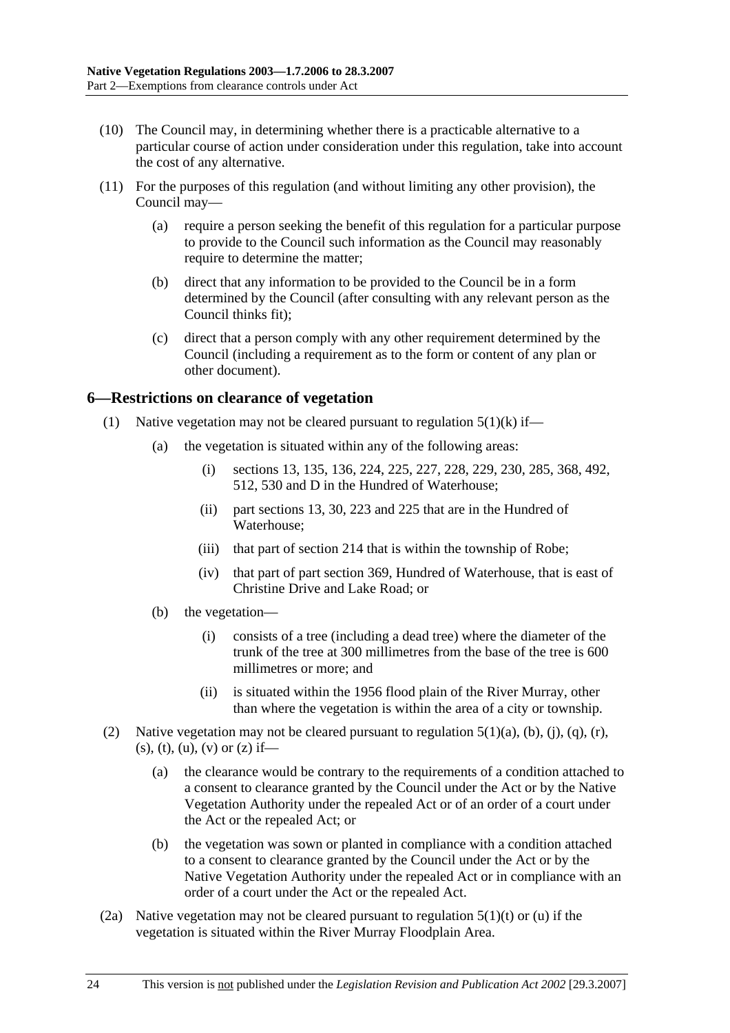(10) The Council may, in determining whether there is a practicable alternative to a particular course of action under consideration under this regulation, take into account the cost of any alternative.

(11) For the purposes of this regulation (and without limiting any other provision), the Council may—

(a) require a person seeking the benefit of this regulation for a particular purpose to provide to the Council such information as the Council may reasonably require to determine the matter;

(b) direct that any information to be provided to the Council be in a form determined by the Council (after consulting with any relevant person as the Council thinks fit);

(c) direct that a person comply with any other requirement determined by the Council (including a requirement as to the form or content of any plan or other document).

## 6—Restrictions on clearance of vegetation

(1) Native vegetation may not be cleared pursuant to regulation 5(1)(k) if—

(a) the vegetation is situated within any of the following areas:

(i) sections 13, 135, 136, 224, 225, 227, 228, 229, 230, 285, 368, 492, 512, 530 and D in the Hundred of Waterhouse;

(ii) part sections 13, 30, 223 and 225 that are in the Hundred of Waterhouse;

(iii) that part of section 214 that is within the township of Robe;

(iv) that part of part section 369, Hundred of Waterhouse, that is east of Christine Drive and Lake Road; or

(b) the vegetation—

(i) consists of a tree (including a dead tree) where the diameter of the trunk of the tree at 300 millimetres from the base of the tree is 600 millimetres or more; and

(ii) is situated within the 1956 flood plain of the River Murray, other than where the vegetation is within the area of a city or township.

(2) Native vegetation may not be cleared pursuant to regulation 5(1)(a), (b), (j), (q), (r), (s), (t), (u), (v) or (z) if—

(a) the clearance would be contrary to the requirements of a condition attached to a consent to clearance granted by the Council under the Act or by the Native Vegetation Authority under the repealed Act or of an order of a court under the Act or the repealed Act; or

(b) the vegetation was sown or planted in compliance with a condition attached to a consent to clearance granted by the Council under the Act or by the Native Vegetation Authority under the repealed Act or in compliance with an order of a court under the Act or the repealed Act.

(2a) Native vegetation may not be cleared pursuant to regulation 5(1)(t) or (u) if the vegetation is situated within the River Murray Floodplain Area.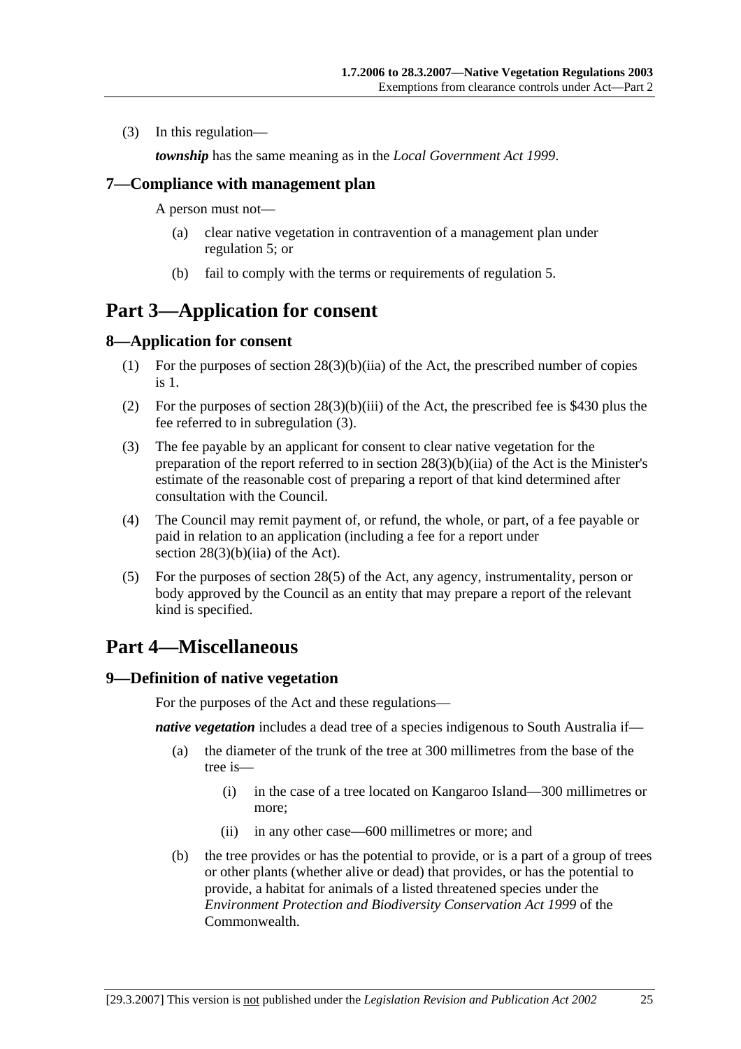(3) In this regulation—

***township*** has the same meaning as in the *Local Government Act 1999*.

### 7—Compliance with management plan

A person must not—

(a) clear native vegetation in contravention of a management plan under regulation 5; or

(b) fail to comply with the terms or requirements of regulation 5.

## Part 3—Application for consent

### 8—Application for consent

(1) For the purposes of section 28(3)(b)(iia) of the Act, the prescribed number of copies is 1.

(2) For the purposes of section 28(3)(b)(iii) of the Act, the prescribed fee is $430 plus the fee referred to in subregulation (3).

(3) The fee payable by an applicant for consent to clear native vegetation for the preparation of the report referred to in section 28(3)(b)(iia) of the Act is the Minister's estimate of the reasonable cost of preparing a report of that kind determined after consultation with the Council.

(4) The Council may remit payment of, or refund, the whole, or part, of a fee payable or paid in relation to an application (including a fee for a report under section 28(3)(b)(iia) of the Act).

(5) For the purposes of section 28(5) of the Act, any agency, instrumentality, person or body approved by the Council as an entity that may prepare a report of the relevant kind is specified.

## Part 4—Miscellaneous

### 9—Definition of native vegetation

For the purposes of the Act and these regulations—

***native vegetation*** includes a dead tree of a species indigenous to South Australia if—

(a) the diameter of the trunk of the tree at 300 millimetres from the base of the tree is—

(i) in the case of a tree located on Kangaroo Island—300 millimetres or more;

(ii) in any other case—600 millimetres or more; and

(b) the tree provides or has the potential to provide, or is a part of a group of trees or other plants (whether alive or dead) that provides, or has the potential to provide, a habitat for animals of a listed threatened species under the *Environment Protection and Biodiversity Conservation Act 1999* of the Commonwealth.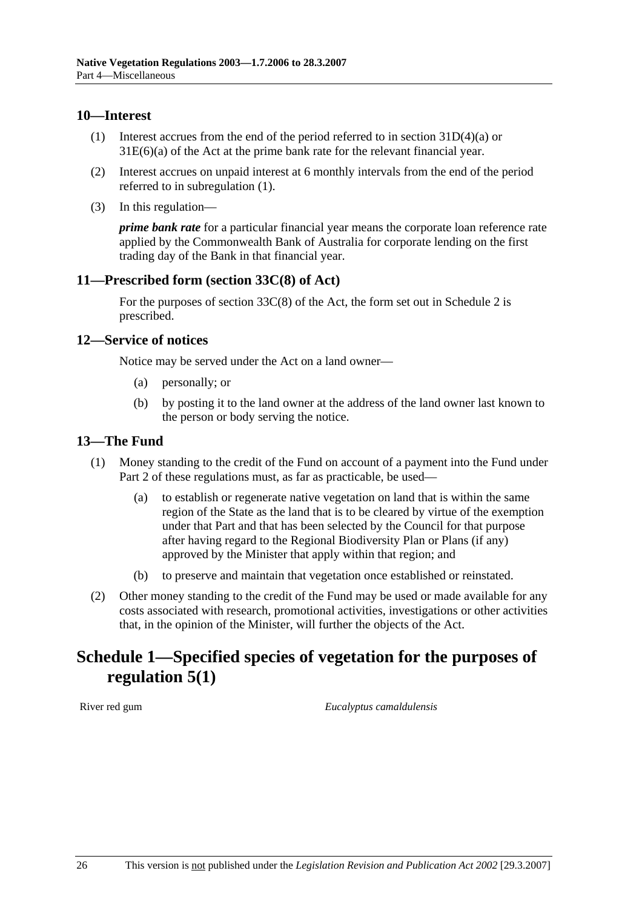## 10—Interest

(1) Interest accrues from the end of the period referred to in section 31D(4)(a) or 31E(6)(a) of the Act at the prime bank rate for the relevant financial year.

(2) Interest accrues on unpaid interest at 6 monthly intervals from the end of the period referred to in subregulation (1).

(3) In this regulation—

***prime bank rate*** for a particular financial year means the corporate loan reference rate applied by the Commonwealth Bank of Australia for corporate lending on the first trading day of the Bank in that financial year.

## 11—Prescribed form (section 33C(8) of Act)

For the purposes of section 33C(8) of the Act, the form set out in Schedule 2 is prescribed.

## 12—Service of notices

Notice may be served under the Act on a land owner—

- (a) personally; or
- (b) by posting it to the land owner at the address of the land owner last known to the person or body serving the notice.

## 13—The Fund

(1) Money standing to the credit of the Fund on account of a payment into the Fund under Part 2 of these regulations must, as far as practicable, be used—

- (a) to establish or regenerate native vegetation on land that is within the same region of the State as the land that is to be cleared by virtue of the exemption under that Part and that has been selected by the Council for that purpose after having regard to the Regional Biodiversity Plan or Plans (if any) approved by the Minister that apply within that region; and
- (b) to preserve and maintain that vegetation once established or reinstated.

(2) Other money standing to the credit of the Fund may be used or made available for any costs associated with research, promotional activities, investigations or other activities that, in the opinion of the Minister, will further the objects of the Act.

# Schedule 1—Specified species of vegetation for the purposes of regulation 5(1)

| | |
|---|---|
| River red gum | *Eucalyptus camaldulensis* |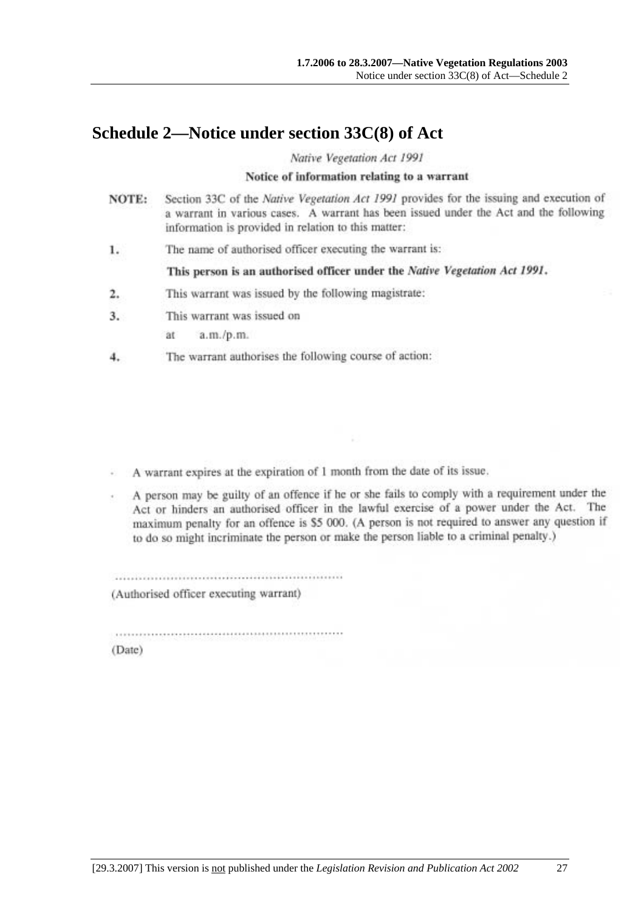# Schedule 2—Notice under section 33C(8) of Act

*Native Vegetation Act 1991*

**Notice of information relating to a warrant**

**NOTE:** Section 33C of the *Native Vegetation Act 1991* provides for the issuing and execution of a warrant in various cases. A warrant has been issued under the Act and the following information is provided in relation to this matter:

1. The name of authorised officer executing the warrant is:

   **This person is an authorised officer under the *Native Vegetation Act 1991*.**

2. This warrant was issued by the following magistrate:

3. This warrant was issued on

   at a.m./p.m.

4. The warrant authorises the following course of action:

- A warrant expires at the expiration of 1 month from the date of its issue.
- A person may be guilty of an offence if he or she fails to comply with a requirement under the Act or hinders an authorised officer in the lawful exercise of a power under the Act. The maximum penalty for an offence is $5 000. (A person is not required to answer any question if to do so might incriminate the person or make the person liable to a criminal penalty.)

............................................................

(Authorised officer executing warrant)

............................................................

(Date)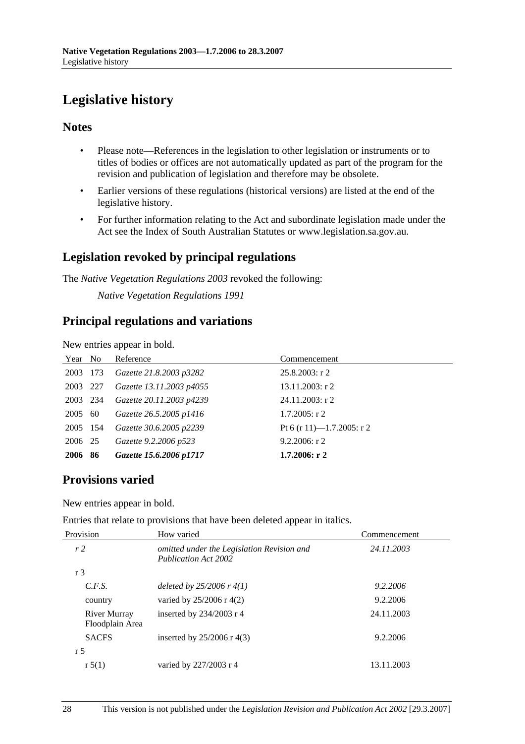# Legislative history

## Notes

- Please note—References in the legislation to other legislation or instruments or to titles of bodies or offices are not automatically updated as part of the program for the revision and publication of legislation and therefore may be obsolete.
- Earlier versions of these regulations (historical versions) are listed at the end of the legislative history.
- For further information relating to the Act and subordinate legislation made under the Act see the Index of South Australian Statutes or www.legislation.sa.gov.au.

## Legislation revoked by principal regulations

The *Native Vegetation Regulations 2003* revoked the following:

*Native Vegetation Regulations 1991*

## Principal regulations and variations

New entries appear in bold.

| Year | No | Reference | Commencement |
|---|---|---|---|
| 2003 | 173 | *Gazette 21.8.2003 p3282* | 25.8.2003: r 2 |
| 2003 | 227 | *Gazette 13.11.2003 p4055* | 13.11.2003: r 2 |
| 2003 | 234 | *Gazette 20.11.2003 p4239* | 24.11.2003: r 2 |
| 2005 | 60 | *Gazette 26.5.2005 p1416* | 1.7.2005: r 2 |
| 2005 | 154 | *Gazette 30.6.2005 p2239* | Pt 6 (r 11)—1.7.2005: r 2 |
| 2006 | 25 | *Gazette 9.2.2006 p523* | 9.2.2006: r 2 |
| **2006** | **86** | ***Gazette 15.6.2006 p1717*** | **1.7.2006: r 2** |

## Provisions varied

New entries appear in bold.

Entries that relate to provisions that have been deleted appear in italics.

| Provision | How varied | Commencement |
|---|---|---|
| *r 2* | *omitted under the Legislation Revision and Publication Act 2002* | *24.11.2003* |
| r 3 | | |
| *C.F.S.* | *deleted by 25/2006 r 4(1)* | *9.2.2006* |
| country | varied by 25/2006 r 4(2) | 9.2.2006 |
| River Murray Floodplain Area | inserted by 234/2003 r 4 | 24.11.2003 |
| SACFS | inserted by 25/2006 r 4(3) | 9.2.2006 |
| r 5 | | |
| r 5(1) | varied by 227/2003 r 4 | 13.11.2003 |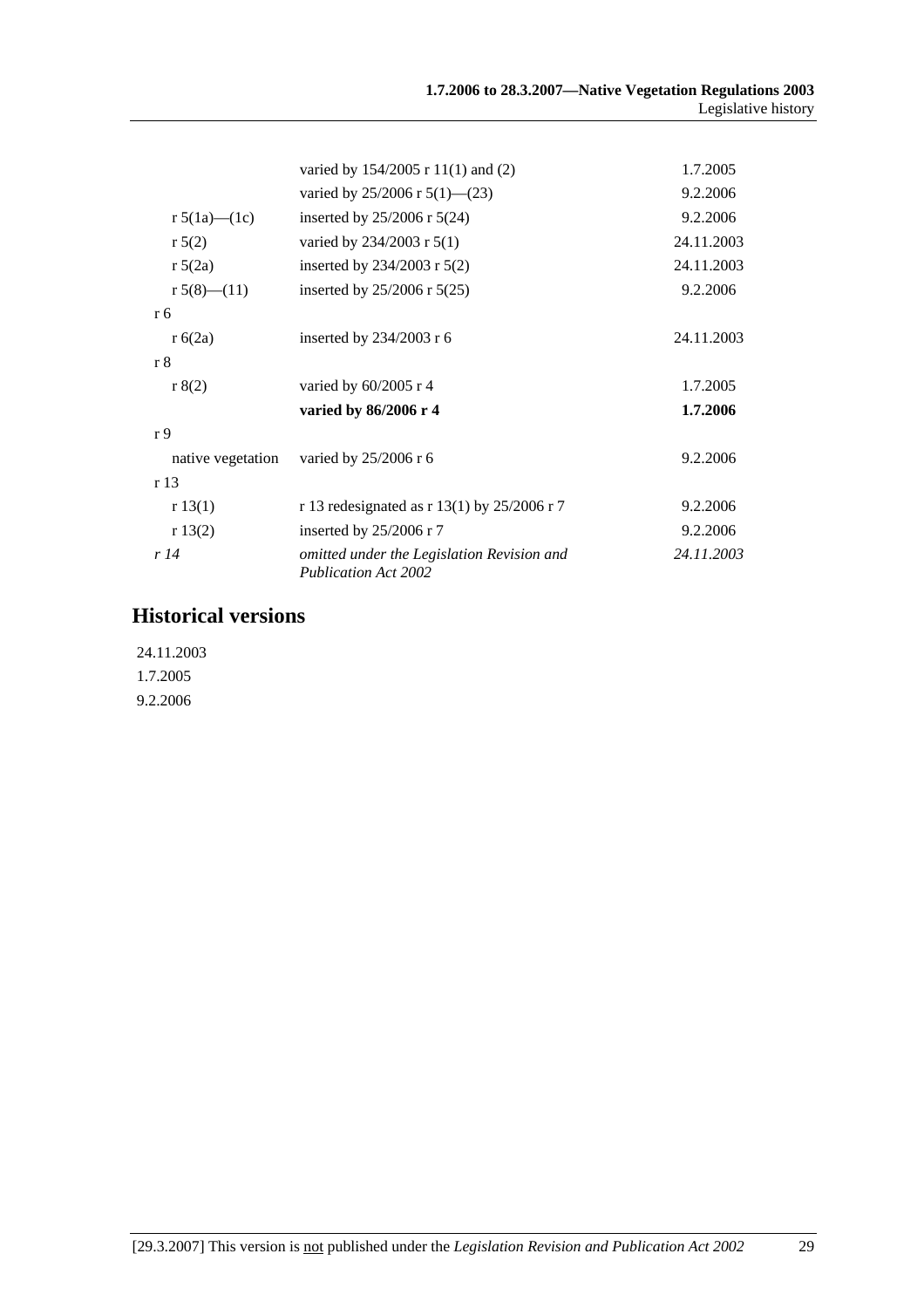| | | |
|---|---|---|
| | varied by 154/2005 r 11(1) and (2) | 1.7.2005 |
| | varied by 25/2006 r 5(1)—(23) | 9.2.2006 |
| r 5(1a)—(1c) | inserted by 25/2006 r 5(24) | 9.2.2006 |
| r 5(2) | varied by 234/2003 r 5(1) | 24.11.2003 |
| r 5(2a) | inserted by 234/2003 r 5(2) | 24.11.2003 |
| r 5(8)—(11) | inserted by 25/2006 r 5(25) | 9.2.2006 |
| r 6 | | |
| r 6(2a) | inserted by 234/2003 r 6 | 24.11.2003 |
| r 8 | | |
| r 8(2) | varied by 60/2005 r 4 | 1.7.2005 |
| | **varied by 86/2006 r 4** | **1.7.2006** |
| r 9 | | |
| native vegetation | varied by 25/2006 r 6 | 9.2.2006 |
| r 13 | | |
| r 13(1) | r 13 redesignated as r 13(1) by 25/2006 r 7 | 9.2.2006 |
| r 13(2) | inserted by 25/2006 r 7 | 9.2.2006 |
| *r 14* | *omitted under the Legislation Revision and Publication Act 2002* | *24.11.2003* |

## Historical versions

24.11.2003

1.7.2005

9.2.2006